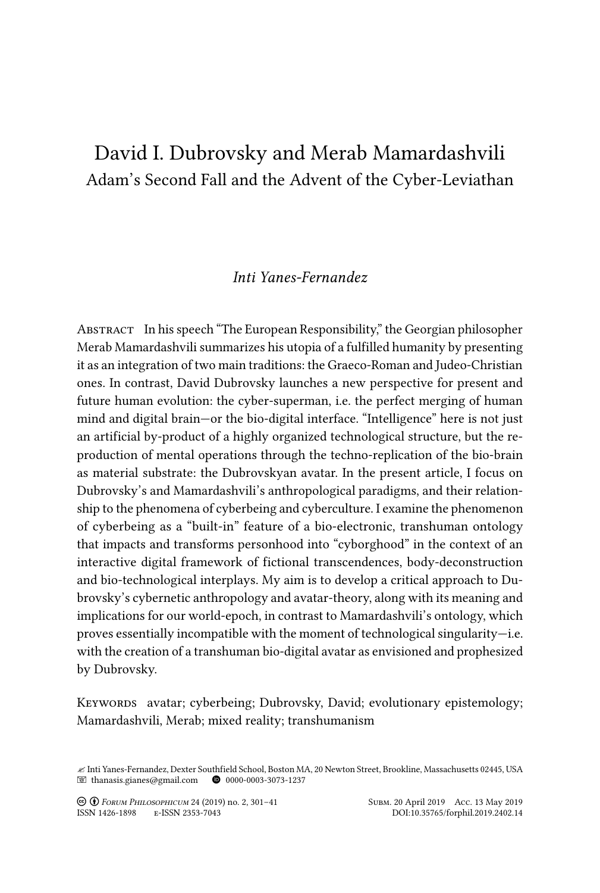# David I. Dubrovsky and Merab Mamardashvili

## Adam's Second Fall and the Advent of the Cyber-Leviathan

*Inti Yanes-Fernandez*

Abstract In his speech "The European Responsibility," the Georgian philosopher Merab Mamardashvili summarizes his utopia of a fulfilled humanity by presenting it as an integration of two main traditions: the Graeco-Roman and Judeo-Christian ones. In contrast, David Dubrovsky launches a new perspective for present and future human evolution: the cyber-superman, i.e. the perfect merging of human mind and digital brain—or the bio-digital interface. "Intelligence" here is not just an artificial by-product of a highly organized technological structure, but the reproduction of mental operations through the techno-replication of the bio-brain as material substrate: the Dubrovskyan avatar. In the present article, I focus on Dubrovsky's and Mamardashvili's anthropological paradigms, and their relationship to the phenomena of cyberbeing and cyberculture. I examine the phenomenon of cyberbeing as a "built-in" feature of a bio-electronic, transhuman ontology that impacts and transforms personhood into "cyborghood" in the context of an interactive digital framework of fictional transcendences, body-deconstruction and bio-technological interplays. My aim is to develop a critical approach to Dubrovsky's cybernetic anthropology and avatar-theory, along with its meaning and implications for our world-epoch, in contrast to Mamardashvili's ontology, which proves essentially incompatible with the moment of technological singularity—i.e. with the creation of a transhuman bio-digital avatar as envisioned and prophesized by Dubrovsky.

Keywords avatar; cyberbeing; Dubrovsky, David; evolutionary epistemology; Mamardashvili, Merab; mixed reality; transhumanism

✍ Inti Yanes-Fernandez, Dexter Southfield School, Boston MA, 20 Newton Street, Brookline, Massachusetts 02445, USA
☏ thanasis.gianes@gmail.com  0000-0003-3073-1237

Forum Philosophicum 24 (2019) no. 2, 301–41  Subm. 20 April 2019  Acc. 13 May 2019
ISSN 1426-1898  e-ISSN 2353-7043  DOI:10.35765/forphil.2019.2402.14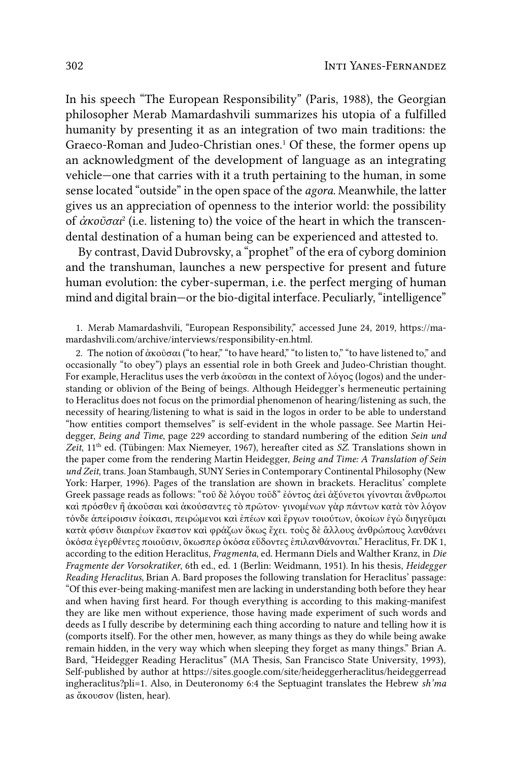In his speech "The European Responsibility" (Paris, 1988), the Georgian philosopher Merab Mamardashvili summarizes his utopia of a fulfilled humanity by presenting it as an integration of two main traditions: the Graeco-Roman and Judeo-Christian ones.[1] Of these, the former opens up an acknowledgment of the development of language as an integrating vehicle—one that carries with it a truth pertaining to the human, in some sense located "outside" in the open space of the *agora*. Meanwhile, the latter gives us an appreciation of openness to the interior world: the possibility of *ἀκοῦσαι*[2] (i.e. listening to) the voice of the heart in which the transcendental destination of a human being can be experienced and attested to.

By contrast, David Dubrovsky, a "prophet" of the era of cyborg dominion and the transhuman, launches a new perspective for present and future human evolution: the cyber-superman, i.e. the perfect merging of human mind and digital brain—or the bio-digital interface. Peculiarly, "intelligence"

1. Merab Mamardashvili, "European Responsibility," accessed June 24, 2019, https://mamardashvili.com/archive/interviews/responsibility-en.html.

2. The notion of ἀκοῦσαι ("to hear," "to have heard," "to listen to," "to have listened to," and occasionally "to obey") plays an essential role in both Greek and Judeo-Christian thought. For example, Heraclitus uses the verb ἀκοῦσαι in the context of λόγος (logos) and the understanding or oblivion of the Being of beings. Although Heidegger's hermeneutic pertaining to Heraclitus does not focus on the primordial phenomenon of hearing/listening as such, the necessity of hearing/listening to what is said in the logos in order to be able to understand "how entities comport themselves" is self-evident in the whole passage. See Martin Heidegger, *Being and Time*, page 229 according to standard numbering of the edition *Sein und Zeit*, 11th ed. (Tübingen: Max Niemeyer, 1967), hereafter cited as *SZ*. Translations shown in the paper come from the rendering Martin Heidegger, *Being and Time: A Translation of Sein und Zeit*, trans. Joan Stambaugh, SUNY Series in Contemporary Continental Philosophy (New York: Harper, 1996). Pages of the translation are shown in brackets. Heraclitus' complete Greek passage reads as follows: "τοῦ δὲ λόγου τοῦδ" ἐόντος ἀεὶ ἀξύνετοι γίνονται ἄνθρωποι καὶ πρόσθεν ἢ ἀκοῦσαι καὶ ἀκούσαντες τὸ πρῶτον· γινομένων γὰρ πάντων κατὰ τὸν λόγον τόνδε ἀπείροισιν ἐοίκασι, πειρώμενοι καὶ ἐπέων καὶ ἔργων τοιούτων, ὁκοίων ἐγὼ διηγεῦμαι κατὰ φύσιν διαιρέων ἕκαστον καὶ φράζων ὅκως ἔχει. τοὺς δὲ ἄλλους ἀνθρώπους λανθάνει ὁκόσα ἐγερθέντες ποιοῦσιν, ὅκωσπερ ὁκόσα εὕδοντες ἐπιλανθάνονται." Heraclitus, Fr. DK 1, according to the edition Heraclitus, *Fragmenta*, ed. Hermann Diels and Walther Kranz, in *Die Fragmente der Vorsokratiker*, 6th ed., ed. 1 (Berlin: Weidmann, 1951). In his thesis, *Heidegger Reading Heraclitus*, Brian A. Bard proposes the following translation for Heraclitus' passage: "Of this ever-being making-manifest men are lacking in understanding both before they hear and when having first heard. For though everything is according to this making-manifest they are like men without experience, those having made experiment of such words and deeds as I fully describe by determining each thing according to nature and telling how it is (comports itself). For the other men, however, as many things as they do while being awake remain hidden, in the very way which when sleeping they forget as many things." Brian A. Bard, "Heidegger Reading Heraclitus" (MA Thesis, San Francisco State University, 1993), Self-published by author at https://sites.google.com/site/heideggerheraclitus/heideggerreadingheraclitus?pli=1. Also, in Deuteronomy 6:4 the Septuagint translates the Hebrew *sh'ma* as ἄκουσον (listen, hear).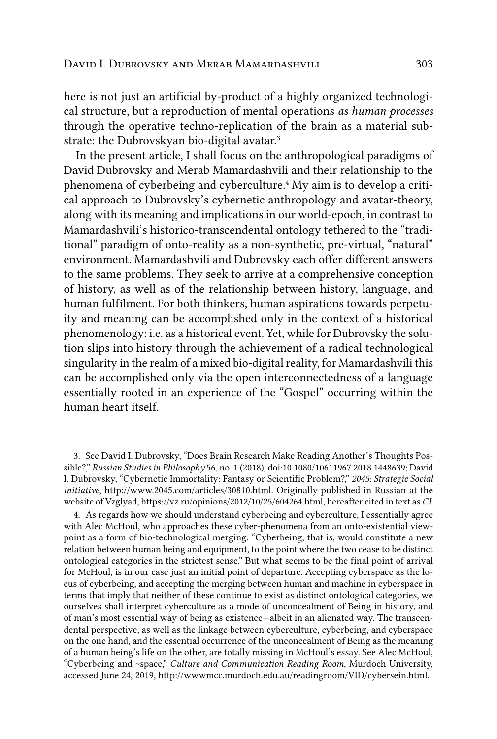here is not just an artificial by-product of a highly organized technological structure, but a reproduction of mental operations *as human processes* through the operative techno-replication of the brain as a material substrate: the Dubrovskyan bio-digital avatar.[3]

In the present article, I shall focus on the anthropological paradigms of David Dubrovsky and Merab Mamardashvili and their relationship to the phenomena of cyberbeing and cyberculture.[4] My aim is to develop a critical approach to Dubrovsky's cybernetic anthropology and avatar-theory, along with its meaning and implications in our world-epoch, in contrast to Mamardashvili's historico-transcendental ontology tethered to the "traditional" paradigm of onto-reality as a non-synthetic, pre-virtual, "natural" environment. Mamardashvili and Dubrovsky each offer different answers to the same problems. They seek to arrive at a comprehensive conception of history, as well as of the relationship between history, language, and human fulfilment. For both thinkers, human aspirations towards perpetuity and meaning can be accomplished only in the context of a historical phenomenology: i.e. as a historical event. Yet, while for Dubrovsky the solution slips into history through the achievement of a radical technological singularity in the realm of a mixed bio-digital reality, for Mamardashvili this can be accomplished only via the open interconnectedness of a language essentially rooted in an experience of the "Gospel" occurring within the human heart itself.

3. See David I. Dubrovsky, "Does Brain Research Make Reading Another's Thoughts Possible?," *Russian Studies in Philosophy* 56, no. 1 (2018), doi:10.1080/10611967.2018.1448639; David I. Dubrovsky, "Cybernetic Immortality: Fantasy or Scientific Problem?," *2045: Strategic Social Initiative*, http://www.2045.com/articles/30810.html. Originally published in Russian at the website of Vzglyad, https://vz.ru/opinions/2012/10/25/604264.html, hereafter cited in text as *CI*.

4. As regards how we should understand cyberbeing and cyberculture, I essentially agree with Alec McHoul, who approaches these cyber-phenomena from an onto-existential viewpoint as a form of bio-technological merging: "Cyberbeing, that is, would constitute a new relation between human being and equipment, to the point where the two cease to be distinct ontological categories in the strictest sense." But what seems to be the final point of arrival for McHoul, is in our case just an initial point of departure. Accepting cyberspace as the locus of cyberbeing, and accepting the merging between human and machine in cyberspace in terms that imply that neither of these continue to exist as distinct ontological categories, we ourselves shall interpret cyberculture as a mode of unconcealment of Being in history, and of man's most essential way of being as existence—albeit in an alienated way. The transcendental perspective, as well as the linkage between cyberculture, cyberbeing, and cyberspace on the one hand, and the essential occurrence of the unconcealment of Being as the meaning of a human being's life on the other, are totally missing in McHoul's essay. See Alec McHoul, "Cyberbeing and ~space," *Culture and Communication Reading Room*, Murdoch University, accessed June 24, 2019, http://wwwmcc.murdoch.edu.au/readingroom/VID/cybersein.html.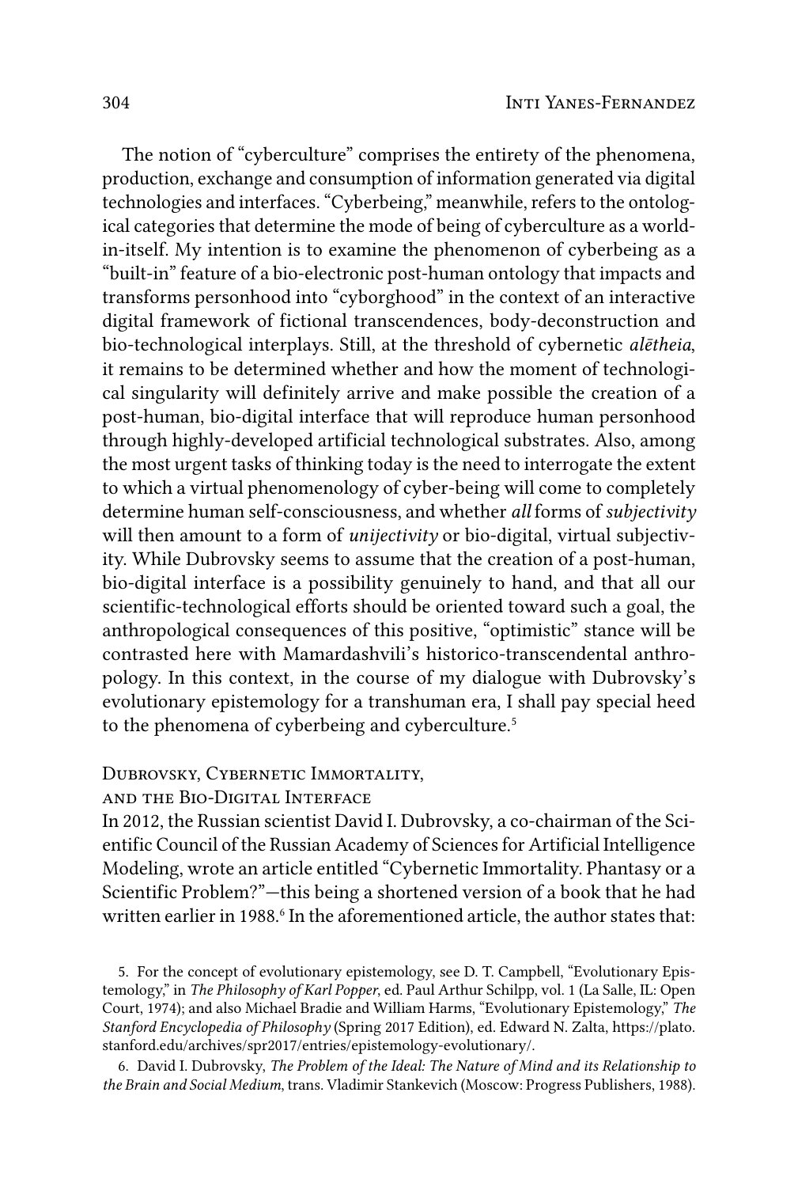The notion of "cyberculture" comprises the entirety of the phenomena, production, exchange and consumption of information generated via digital technologies and interfaces. "Cyberbeing," meanwhile, refers to the ontological categories that determine the mode of being of cyberculture as a world-in-itself. My intention is to examine the phenomenon of cyberbeing as a "built-in" feature of a bio-electronic post-human ontology that impacts and transforms personhood into "cyborghood" in the context of an interactive digital framework of fictional transcendences, body-deconstruction and bio-technological interplays. Still, at the threshold of cybernetic *alētheia*, it remains to be determined whether and how the moment of technological singularity will definitely arrive and make possible the creation of a post-human, bio-digital interface that will reproduce human personhood through highly-developed artificial technological substrates. Also, among the most urgent tasks of thinking today is the need to interrogate the extent to which a virtual phenomenology of cyber-being will come to completely determine human self-consciousness, and whether *all* forms of *subjectivity* will then amount to a form of *unijectivity* or bio-digital, virtual subjectivity. While Dubrovsky seems to assume that the creation of a post-human, bio-digital interface is a possibility genuinely to hand, and that all our scientific-technological efforts should be oriented toward such a goal, the anthropological consequences of this positive, "optimistic" stance will be contrasted here with Mamardashvili's historico-transcendental anthropology. In this context, in the course of my dialogue with Dubrovsky's evolutionary epistemology for a transhuman era, I shall pay special heed to the phenomena of cyberbeing and cyberculture.[5]

## Dubrovsky, Cybernetic Immortality, and the Bio-Digital Interface

In 2012, the Russian scientist David I. Dubrovsky, a co-chairman of the Scientific Council of the Russian Academy of Sciences for Artificial Intelligence Modeling, wrote an article entitled "Cybernetic Immortality. Phantasy or a Scientific Problem?"—this being a shortened version of a book that he had written earlier in 1988.[6] In the aforementioned article, the author states that:

5. For the concept of evolutionary epistemology, see D. T. Campbell, "Evolutionary Epistemology," in *The Philosophy of Karl Popper*, ed. Paul Arthur Schilpp, vol. 1 (La Salle, IL: Open Court, 1974); and also Michael Bradie and William Harms, "Evolutionary Epistemology," *The Stanford Encyclopedia of Philosophy* (Spring 2017 Edition), ed. Edward N. Zalta, https://plato.stanford.edu/archives/spr2017/entries/epistemology-evolutionary/.

6. David I. Dubrovsky, *The Problem of the Ideal: The Nature of Mind and its Relationship to the Brain and Social Medium*, trans. Vladimir Stankevich (Moscow: Progress Publishers, 1988).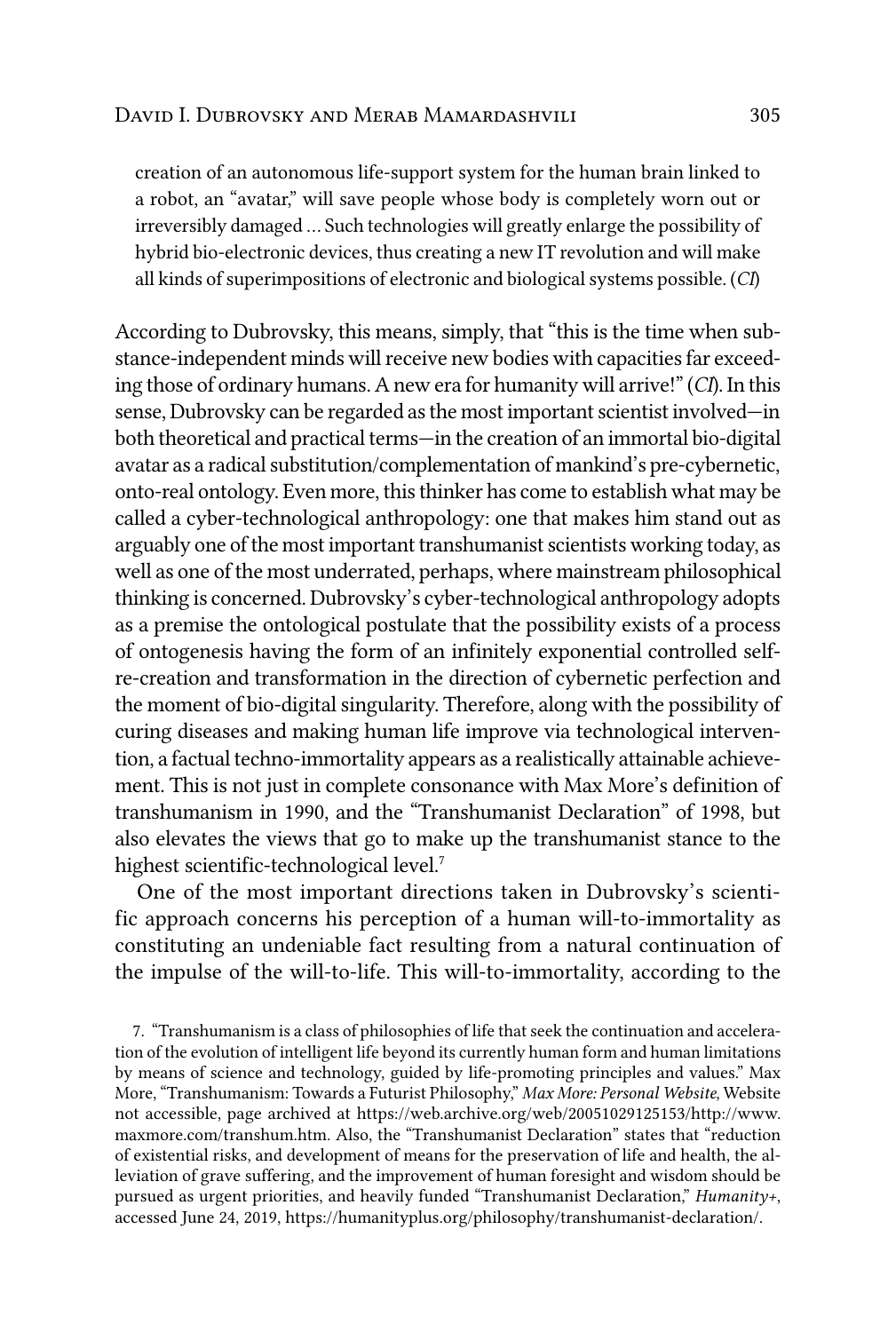> creation of an autonomous life-support system for the human brain linked to a robot, an "avatar," will save people whose body is completely worn out or irreversibly damaged ... Such technologies will greatly enlarge the possibility of hybrid bio-electronic devices, thus creating a new IT revolution and will make all kinds of superimpositions of electronic and biological systems possible. (*CI*)

According to Dubrovsky, this means, simply, that "this is the time when substance-independent minds will receive new bodies with capacities far exceeding those of ordinary humans. A new era for humanity will arrive!" (*CI*). In this sense, Dubrovsky can be regarded as the most important scientist involved—in both theoretical and practical terms—in the creation of an immortal bio-digital avatar as a radical substitution/complementation of mankind's pre-cybernetic, onto-real ontology. Even more, this thinker has come to establish what may be called a cyber-technological anthropology: one that makes him stand out as arguably one of the most important transhumanist scientists working today, as well as one of the most underrated, perhaps, where mainstream philosophical thinking is concerned. Dubrovsky's cyber-technological anthropology adopts as a premise the ontological postulate that the possibility exists of a process of ontogenesis having the form of an infinitely exponential controlled self-re-creation and transformation in the direction of cybernetic perfection and the moment of bio-digital singularity. Therefore, along with the possibility of curing diseases and making human life improve via technological intervention, a factual techno-immortality appears as a realistically attainable achievement. This is not just in complete consonance with Max More's definition of transhumanism in 1990, and the "Transhumanist Declaration" of 1998, but also elevates the views that go to make up the transhumanist stance to the highest scientific-technological level.[7]

One of the most important directions taken in Dubrovsky's scientific approach concerns his perception of a human will-to-immortality as constituting an undeniable fact resulting from a natural continuation of the impulse of the will-to-life. This will-to-immortality, according to the

7. "Transhumanism is a class of philosophies of life that seek the continuation and acceleration of the evolution of intelligent life beyond its currently human form and human limitations by means of science and technology, guided by life-promoting principles and values." Max More, "Transhumanism: Towards a Futurist Philosophy," *Max More: Personal Website*, Website not accessible, page archived at https://web.archive.org/web/20051029125153/http://www.maxmore.com/transhum.htm. Also, the "Transhumanist Declaration" states that "reduction of existential risks, and development of means for the preservation of life and health, the alleviation of grave suffering, and the improvement of human foresight and wisdom should be pursued as urgent priorities, and heavily funded "Transhumanist Declaration," *Humanity+*, accessed June 24, 2019, https://humanityplus.org/philosophy/transhumanist-declaration/.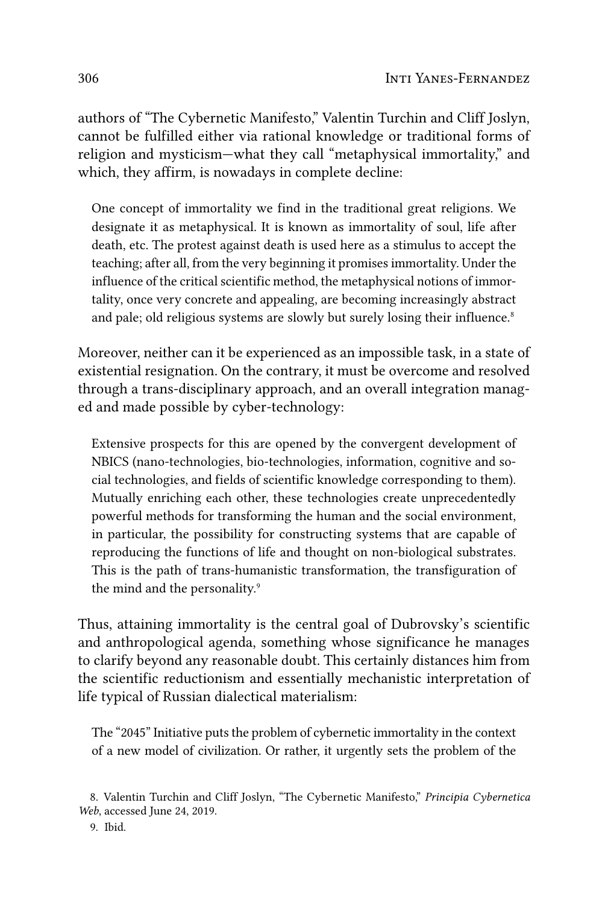authors of "The Cybernetic Manifesto," Valentin Turchin and Cliff Joslyn, cannot be fulfilled either via rational knowledge or traditional forms of religion and mysticism—what they call "metaphysical immortality," and which, they affirm, is nowadays in complete decline:

> One concept of immortality we find in the traditional great religions. We designate it as metaphysical. It is known as immortality of soul, life after death, etc. The protest against death is used here as a stimulus to accept the teaching; after all, from the very beginning it promises immortality. Under the influence of the critical scientific method, the metaphysical notions of immortality, once very concrete and appealing, are becoming increasingly abstract and pale; old religious systems are slowly but surely losing their influence.[8]

Moreover, neither can it be experienced as an impossible task, in a state of existential resignation. On the contrary, it must be overcome and resolved through a trans-disciplinary approach, and an overall integration managed and made possible by cyber-technology:

> Extensive prospects for this are opened by the convergent development of NBICS (nano-technologies, bio-technologies, information, cognitive and social technologies, and fields of scientific knowledge corresponding to them). Mutually enriching each other, these technologies create unprecedentedly powerful methods for transforming the human and the social environment, in particular, the possibility for constructing systems that are capable of reproducing the functions of life and thought on non-biological substrates. This is the path of trans-humanistic transformation, the transfiguration of the mind and the personality.[9]

Thus, attaining immortality is the central goal of Dubrovsky's scientific and anthropological agenda, something whose significance he manages to clarify beyond any reasonable doubt. This certainly distances him from the scientific reductionism and essentially mechanistic interpretation of life typical of Russian dialectical materialism:

> The "2045" Initiative puts the problem of cybernetic immortality in the context of a new model of civilization. Or rather, it urgently sets the problem of the

8. Valentin Turchin and Cliff Joslyn, "The Cybernetic Manifesto," *Principia Cybernetica Web*, accessed June 24, 2019.

9. Ibid.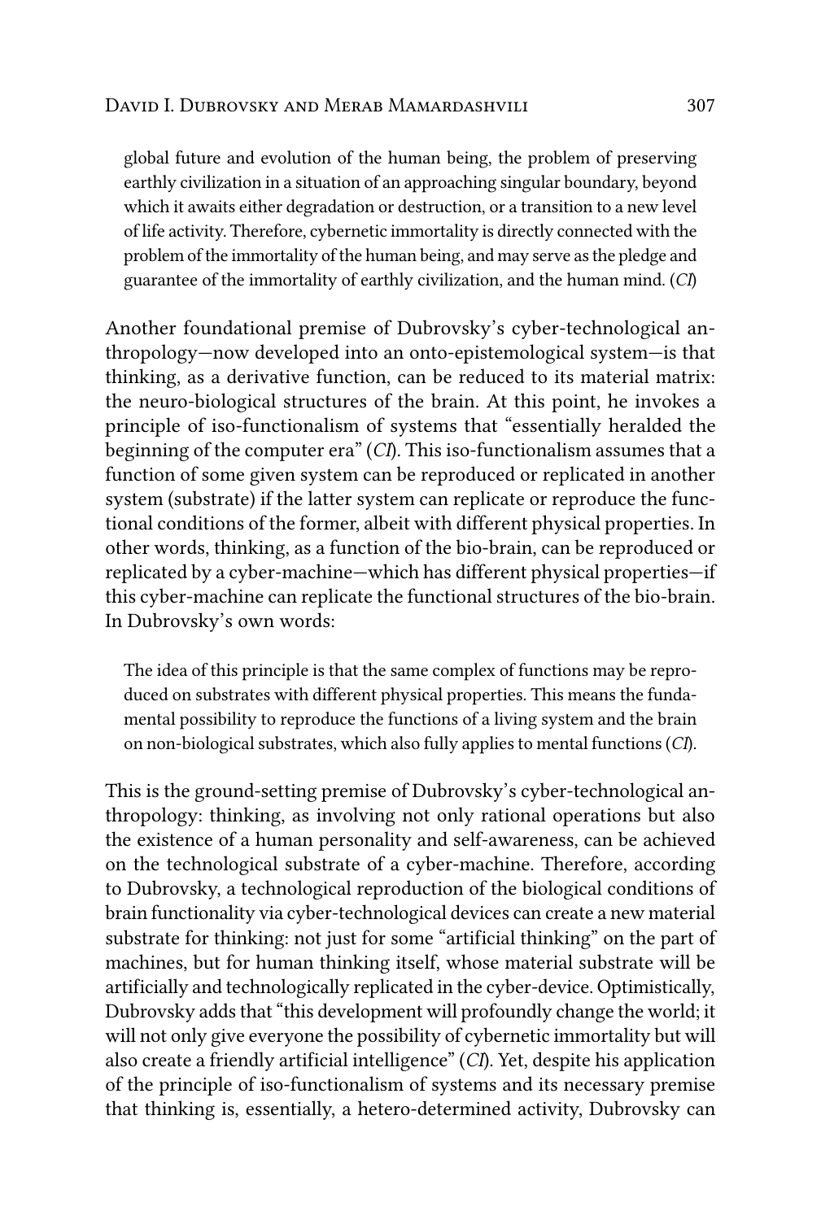> global future and evolution of the human being, the problem of preserving earthly civilization in a situation of an approaching singular boundary, beyond which it awaits either degradation or destruction, or a transition to a new level of life activity. Therefore, cybernetic immortality is directly connected with the problem of the immortality of the human being, and may serve as the pledge and guarantee of the immortality of earthly civilization, and the human mind. (*CI*)

Another foundational premise of Dubrovsky's cyber-technological anthropology—now developed into an onto-epistemological system—is that thinking, as a derivative function, can be reduced to its material matrix: the neuro-biological structures of the brain. At this point, he invokes a principle of iso-functionalism of systems that "essentially heralded the beginning of the computer era" (*CI*). This iso-functionalism assumes that a function of some given system can be reproduced or replicated in another system (substrate) if the latter system can replicate or reproduce the functional conditions of the former, albeit with different physical properties. In other words, thinking, as a function of the bio-brain, can be reproduced or replicated by a cyber-machine—which has different physical properties—if this cyber-machine can replicate the functional structures of the bio-brain. In Dubrovsky's own words:

> The idea of this principle is that the same complex of functions may be reproduced on substrates with different physical properties. This means the fundamental possibility to reproduce the functions of a living system and the brain on non-biological substrates, which also fully applies to mental functions (*CI*).

This is the ground-setting premise of Dubrovsky's cyber-technological anthropology: thinking, as involving not only rational operations but also the existence of a human personality and self-awareness, can be achieved on the technological substrate of a cyber-machine. Therefore, according to Dubrovsky, a technological reproduction of the biological conditions of brain functionality via cyber-technological devices can create a new material substrate for thinking: not just for some "artificial thinking" on the part of machines, but for human thinking itself, whose material substrate will be artificially and technologically replicated in the cyber-device. Optimistically, Dubrovsky adds that "this development will profoundly change the world; it will not only give everyone the possibility of cybernetic immortality but will also create a friendly artificial intelligence" (*CI*). Yet, despite his application of the principle of iso-functionalism of systems and its necessary premise that thinking is, essentially, a hetero-determined activity, Dubrovsky can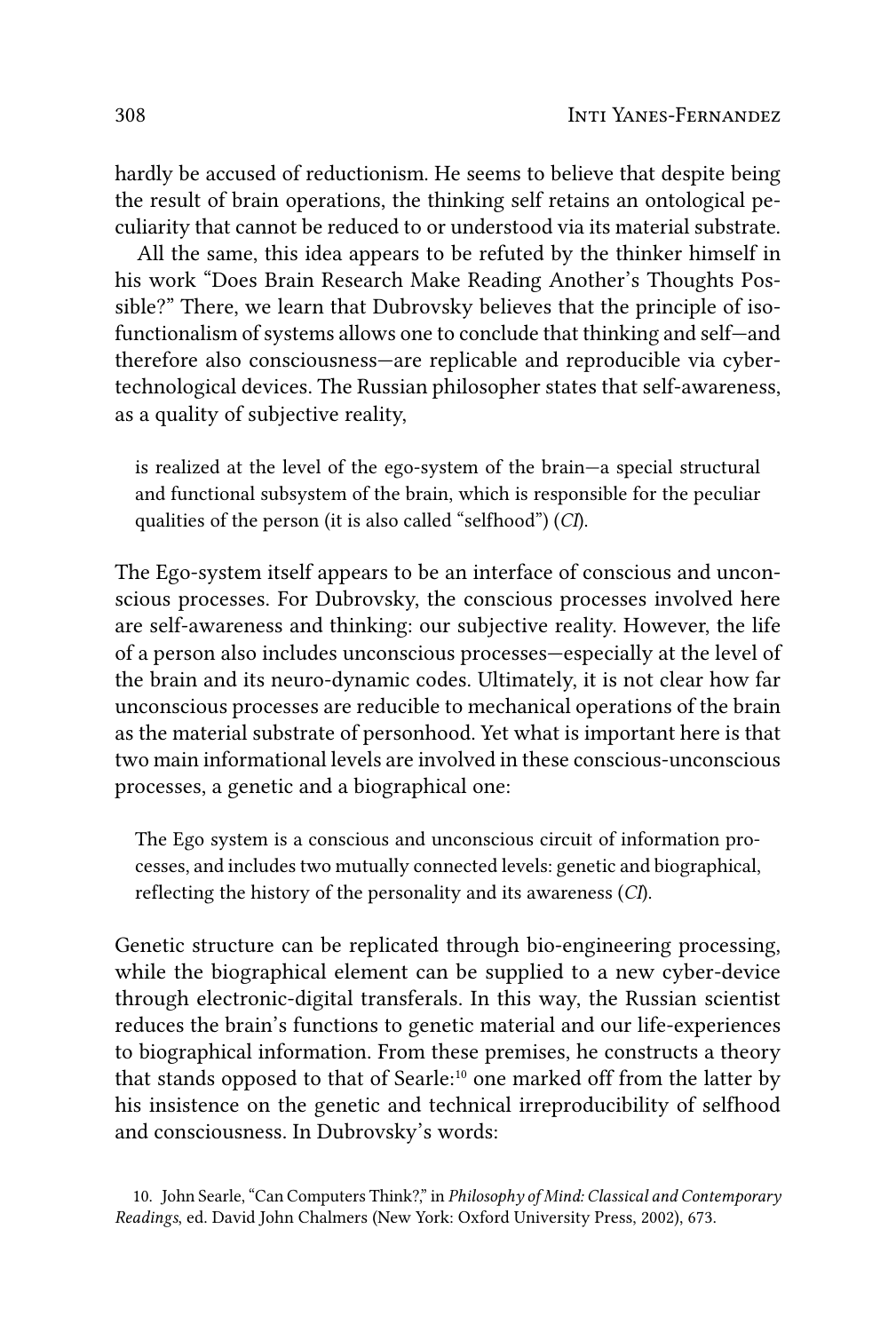hardly be accused of reductionism. He seems to believe that despite being the result of brain operations, the thinking self retains an ontological peculiarity that cannot be reduced to or understood via its material substrate.

All the same, this idea appears to be refuted by the thinker himself in his work "Does Brain Research Make Reading Another's Thoughts Possible?" There, we learn that Dubrovsky believes that the principle of isofunctionalism of systems allows one to conclude that thinking and self—and therefore also consciousness—are replicable and reproducible via cybertechnological devices. The Russian philosopher states that self-awareness, as a quality of subjective reality,

> is realized at the level of the ego-system of the brain—a special structural and functional subsystem of the brain, which is responsible for the peculiar qualities of the person (it is also called "selfhood") (*CI*).

The Ego-system itself appears to be an interface of conscious and unconscious processes. For Dubrovsky, the conscious processes involved here are self-awareness and thinking: our subjective reality. However, the life of a person also includes unconscious processes—especially at the level of the brain and its neuro-dynamic codes. Ultimately, it is not clear how far unconscious processes are reducible to mechanical operations of the brain as the material substrate of personhood. Yet what is important here is that two main informational levels are involved in these conscious-unconscious processes, a genetic and a biographical one:

> The Ego system is a conscious and unconscious circuit of information processes, and includes two mutually connected levels: genetic and biographical, reflecting the history of the personality and its awareness (*CI*).

Genetic structure can be replicated through bio-engineering processing, while the biographical element can be supplied to a new cyber-device through electronic-digital transferals. In this way, the Russian scientist reduces the brain's functions to genetic material and our life-experiences to biographical information. From these premises, he constructs a theory that stands opposed to that of Searle:[10] one marked off from the latter by his insistence on the genetic and technical irreproducibility of selfhood and consciousness. In Dubrovsky's words:

10. John Searle, "Can Computers Think?," in *Philosophy of Mind: Classical and Contemporary Readings*, ed. David John Chalmers (New York: Oxford University Press, 2002), 673.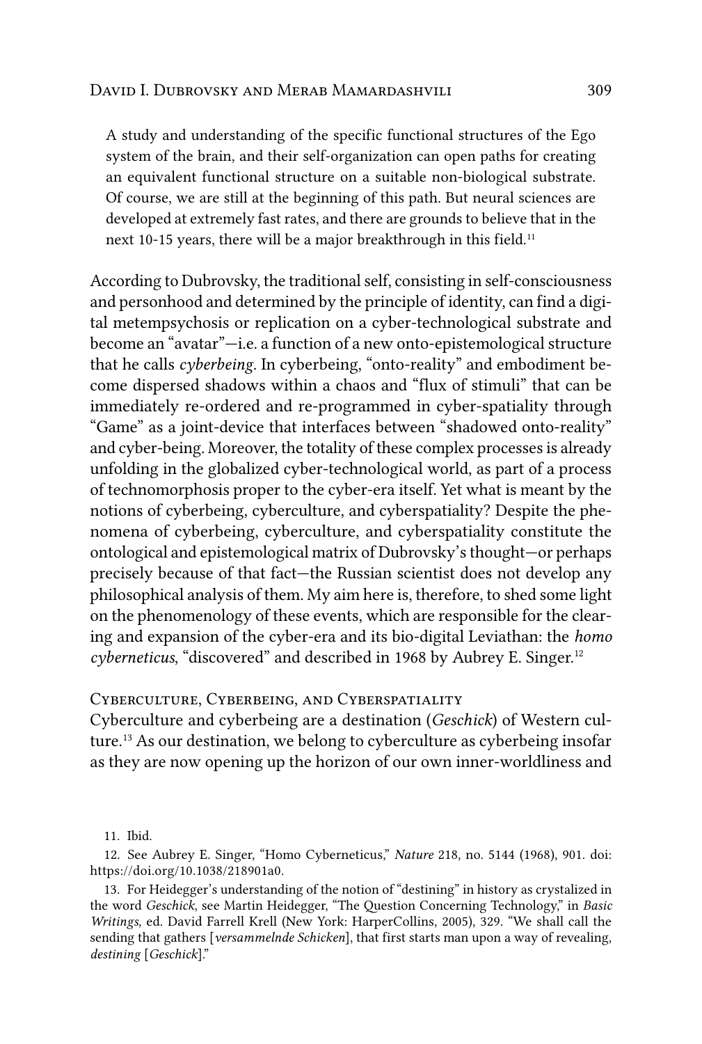> A study and understanding of the specific functional structures of the Ego system of the brain, and their self-organization can open paths for creating an equivalent functional structure on a suitable non-biological substrate. Of course, we are still at the beginning of this path. But neural sciences are developed at extremely fast rates, and there are grounds to believe that in the next 10-15 years, there will be a major breakthrough in this field.[11]

According to Dubrovsky, the traditional self, consisting in self-consciousness and personhood and determined by the principle of identity, can find a digital metempsychosis or replication on a cyber-technological substrate and become an "avatar"—i.e. a function of a new onto-epistemological structure that he calls *cyberbeing*. In cyberbeing, "onto-reality" and embodiment become dispersed shadows within a chaos and "flux of stimuli" that can be immediately re-ordered and re-programmed in cyber-spatiality through "Game" as a joint-device that interfaces between "shadowed onto-reality" and cyber-being. Moreover, the totality of these complex processes is already unfolding in the globalized cyber-technological world, as part of a process of technomorphosis proper to the cyber-era itself. Yet what is meant by the notions of cyberbeing, cyberculture, and cyberspatiality? Despite the phenomena of cyberbeing, cyberculture, and cyberspatiality constitute the ontological and epistemological matrix of Dubrovsky's thought—or perhaps precisely because of that fact—the Russian scientist does not develop any philosophical analysis of them. My aim here is, therefore, to shed some light on the phenomenology of these events, which are responsible for the clearing and expansion of the cyber-era and its bio-digital Leviathan: the *homo cyberneticus*, "discovered" and described in 1968 by Aubrey E. Singer.[12]

## Cyberculture, Cyberbeing, and Cyberspatiality

Cyberculture and cyberbeing are a destination (*Geschick*) of Western culture.[13] As our destination, we belong to cyberculture as cyberbeing insofar as they are now opening up the horizon of our own inner-worldliness and

---

11. Ibid.

12. See Aubrey E. Singer, "Homo Cyberneticus," *Nature* 218, no. 5144 (1968), 901. doi: https://doi.org/10.1038/218901a0.

13. For Heidegger's understanding of the notion of "destining" in history as crystalized in the word *Geschick*, see Martin Heidegger, "The Question Concerning Technology," in *Basic Writings*, ed. David Farrell Krell (New York: HarperCollins, 2005), 329. "We shall call the sending that gathers [*versammelnde Schicken*], that first starts man upon a way of revealing, *destining* [*Geschick*]."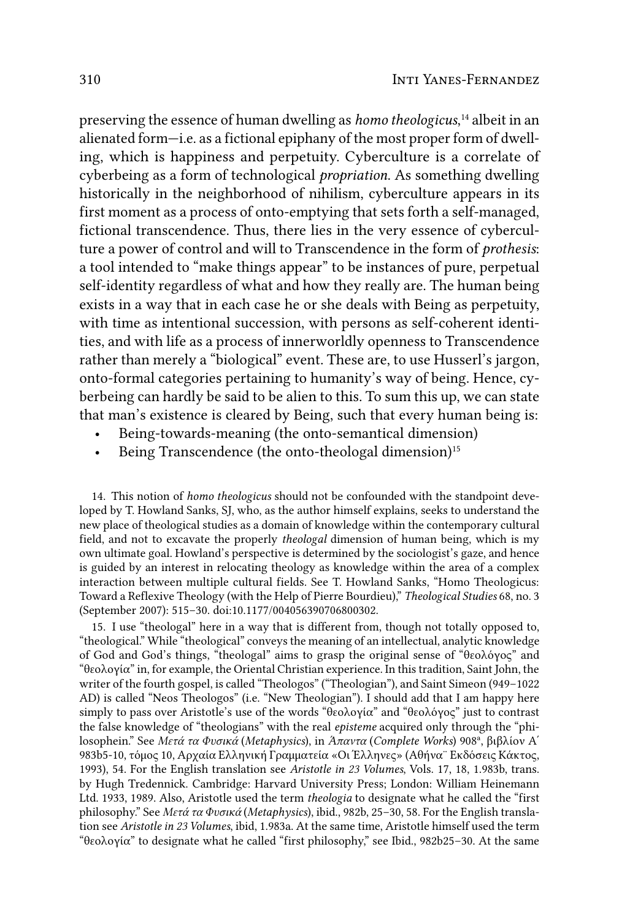preserving the essence of human dwelling as *homo theologicus*,[14] albeit in an alienated form—i.e. as a fictional epiphany of the most proper form of dwelling, which is happiness and perpetuity. Cyberculture is a correlate of cyberbeing as a form of technological *propriation*. As something dwelling historically in the neighborhood of nihilism, cyberculture appears in its first moment as a process of onto-emptying that sets forth a self-managed, fictional transcendence. Thus, there lies in the very essence of cyberculture a power of control and will to Transcendence in the form of *prothesis*: a tool intended to "make things appear" to be instances of pure, perpetual self-identity regardless of what and how they really are. The human being exists in a way that in each case he or she deals with Being as perpetuity, with time as intentional succession, with persons as self-coherent identities, and with life as a process of innerworldly openness to Transcendence rather than merely a "biological" event. These are, to use Husserl's jargon, onto-formal categories pertaining to humanity's way of being. Hence, cyberbeing can hardly be said to be alien to this. To sum this up, we can state that man's existence is cleared by Being, such that every human being is:

- Being-towards-meaning (the onto-semantical dimension)
- Being Transcendence (the onto-theologal dimension)[15]

14. This notion of *homo theologicus* should not be confounded with the standpoint developed by T. Howland Sanks, SJ, who, as the author himself explains, seeks to understand the new place of theological studies as a domain of knowledge within the contemporary cultural field, and not to excavate the properly *theologal* dimension of human being, which is my own ultimate goal. Howland's perspective is determined by the sociologist's gaze, and hence is guided by an interest in relocating theology as knowledge within the area of a complex interaction between multiple cultural fields. See T. Howland Sanks, "Homo Theologicus: Toward a Reflexive Theology (with the Help of Pierre Bourdieu)," *Theological Studies* 68, no. 3 (September 2007): 515–30. doi:10.1177/004056390706800302.

15. I use "theologal" here in a way that is different from, though not totally opposed to, "theological." While "theological" conveys the meaning of an intellectual, analytic knowledge of God and God's things, "theologal" aims to grasp the original sense of "θεολόγος" and "θεολογία" in, for example, the Oriental Christian experience. In this tradition, Saint John, the writer of the fourth gospel, is called "Theologos" ("Theologian"), and Saint Simeon (949–1022 AD) is called "Neos Theologos" (i.e. "New Theologian"). I should add that I am happy here simply to pass over Aristotle's use of the words "θεολογία" and "θεολόγος" just to contrast the false knowledge of "theologians" with the real *episteme* acquired only through the "philosophein." See *Μετά τα Φυσικά* (*Metaphysics*), in *Άπαντα* (*Complete Works*) 908[a], βιβλίον Α΄ 983b5-10, τόμος 10, Αρχαία Ελληνική Γραμματεία «Οι Έλληνες» (Αθήνα¨ Εκδόσεις Κάκτος, 1993), 54. For the English translation see *Aristotle in 23 Volumes*, Vols. 17, 18, 1.983b, trans. by Hugh Tredennick. Cambridge: Harvard University Press; London: William Heinemann Ltd. 1933, 1989. Also, Aristotle used the term *theologia* to designate what he called the "first philosophy." See *Μετά τα Φυσικά* (*Metaphysics*), ibid., 982b, 25–30, 58. For the English translation see *Aristotle in 23 Volumes*, ibid, 1.983a. At the same time, Aristotle himself used the term "θεολογία" to designate what he called "first philosophy," see Ibid., 982b25–30. At the same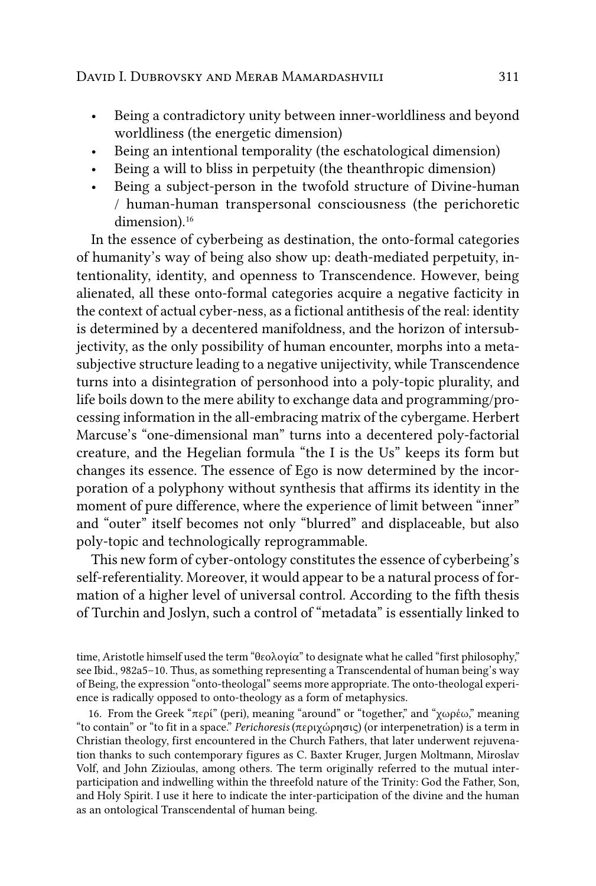- Being a contradictory unity between inner-worldliness and beyond worldliness (the energetic dimension)
- Being an intentional temporality (the eschatological dimension)
- Being a will to bliss in perpetuity (the theanthropic dimension)
- Being a subject-person in the twofold structure of Divine-human / human-human transpersonal consciousness (the perichoretic dimension).[16]

In the essence of cyberbeing as destination, the onto-formal categories of humanity's way of being also show up: death-mediated perpetuity, intentionality, identity, and openness to Transcendence. However, being alienated, all these onto-formal categories acquire a negative facticity in the context of actual cyber-ness, as a fictional antithesis of the real: identity is determined by a decentered manifoldness, and the horizon of intersubjectivity, as the only possibility of human encounter, morphs into a meta-subjective structure leading to a negative unijectivity, while Transcendence turns into a disintegration of personhood into a poly-topic plurality, and life boils down to the mere ability to exchange data and programming/processing information in the all-embracing matrix of the cybergame. Herbert Marcuse's "one-dimensional man" turns into a decentered poly-factorial creature, and the Hegelian formula "the I is the Us" keeps its form but changes its essence. The essence of Ego is now determined by the incorporation of a polyphony without synthesis that affirms its identity in the moment of pure difference, where the experience of limit between "inner" and "outer" itself becomes not only "blurred" and displaceable, but also poly-topic and technologically reprogrammable.

This new form of cyber-ontology constitutes the essence of cyberbeing's self-referentiality. Moreover, it would appear to be a natural process of formation of a higher level of universal control. According to the fifth thesis of Turchin and Joslyn, such a control of "metadata" is essentially linked to

time, Aristotle himself used the term "θεολογία" to designate what he called "first philosophy," see Ibid., 982a5–10. Thus, as something representing a Transcendental of human being's way of Being, the expression "onto-theologal" seems more appropriate. The onto-theologal experience is radically opposed to onto-theology as a form of metaphysics.

16. From the Greek "περί" (peri), meaning "around" or "together," and "χωρέω," meaning "to contain" or "to fit in a space." *Perichoresis* (περιχώρησις) (or interpenetration) is a term in Christian theology, first encountered in the Church Fathers, that later underwent rejuvenation thanks to such contemporary figures as C. Baxter Kruger, Jurgen Moltmann, Miroslav Volf, and John Zizioulas, among others. The term originally referred to the mutual inter-participation and indwelling within the threefold nature of the Trinity: God the Father, Son, and Holy Spirit. I use it here to indicate the inter-participation of the divine and the human as an ontological Transcendental of human being.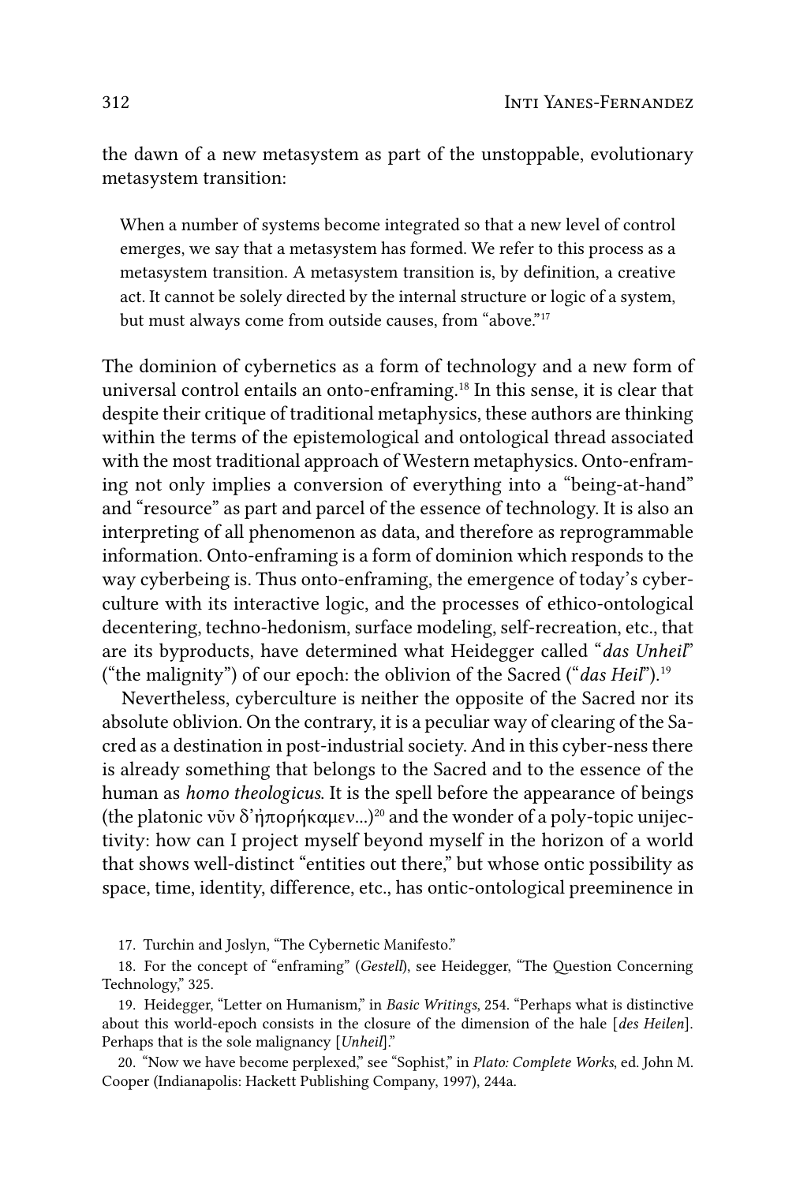the dawn of a new metasystem as part of the unstoppable, evolutionary metasystem transition:

> When a number of systems become integrated so that a new level of control emerges, we say that a metasystem has formed. We refer to this process as a metasystem transition. A metasystem transition is, by definition, a creative act. It cannot be solely directed by the internal structure or logic of a system, but must always come from outside causes, from "above."[17]

The dominion of cybernetics as a form of technology and a new form of universal control entails an onto-enframing.[18] In this sense, it is clear that despite their critique of traditional metaphysics, these authors are thinking within the terms of the epistemological and ontological thread associated with the most traditional approach of Western metaphysics. Onto-enframing not only implies a conversion of everything into a "being-at-hand" and "resource" as part and parcel of the essence of technology. It is also an interpreting of all phenomenon as data, and therefore as reprogrammable information. Onto-enframing is a form of dominion which responds to the way cyberbeing is. Thus onto-enframing, the emergence of today's cyberculture with its interactive logic, and the processes of ethico-ontological decentering, techno-hedonism, surface modeling, self-recreation, etc., that are its byproducts, have determined what Heidegger called "*das Unheil*" ("the malignity") of our epoch: the oblivion of the Sacred ("*das Heil*").[19]

Nevertheless, cyberculture is neither the opposite of the Sacred nor its absolute oblivion. On the contrary, it is a peculiar way of clearing of the Sacred as a destination in post-industrial society. And in this cyber-ness there is already something that belongs to the Sacred and to the essence of the human as *homo theologicus*. It is the spell before the appearance of beings (the platonic νῦν δ'ἠπορήκαμεν...)[20] and the wonder of a poly-topic unijectivity: how can I project myself beyond myself in the horizon of a world that shows well-distinct "entities out there," but whose ontic possibility as space, time, identity, difference, etc., has ontic-ontological preeminence in

17. Turchin and Joslyn, "The Cybernetic Manifesto."

18. For the concept of "enframing" (*Gestell*), see Heidegger, "The Question Concerning Technology," 325.

19. Heidegger, "Letter on Humanism," in *Basic Writings*, 254. "Perhaps what is distinctive about this world-epoch consists in the closure of the dimension of the hale [*des Heilen*]. Perhaps that is the sole malignancy [*Unheil*]."

20. "Now we have become perplexed," see "Sophist," in *Plato: Complete Works*, ed. John M. Cooper (Indianapolis: Hackett Publishing Company, 1997), 244a.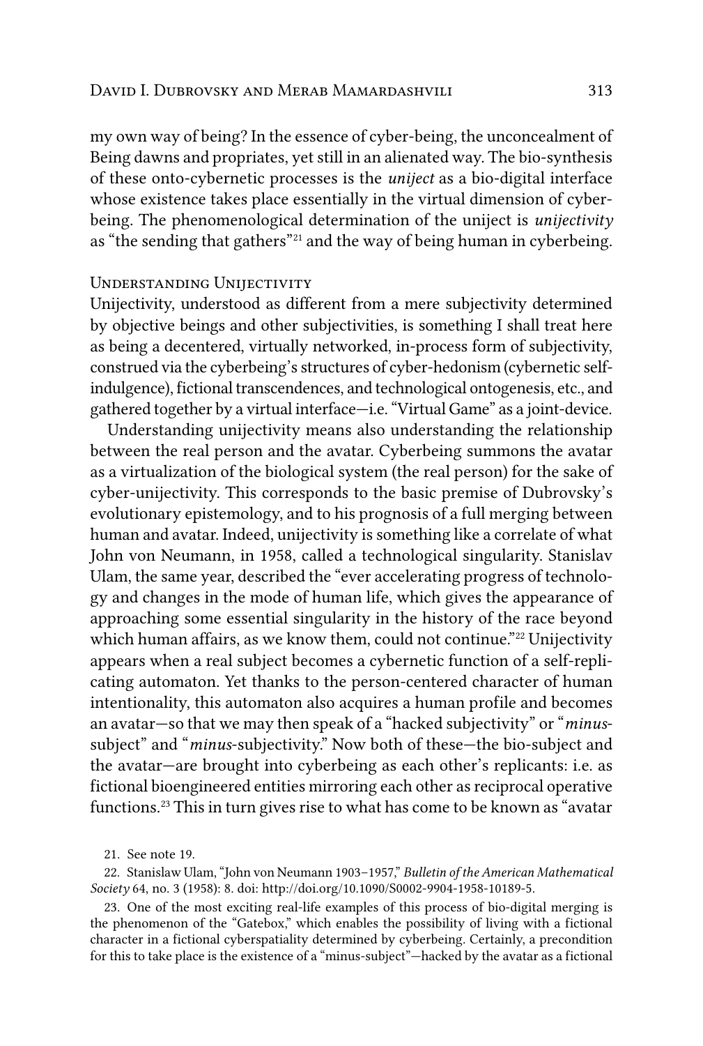my own way of being? In the essence of cyber-being, the unconcealment of Being dawns and propriates, yet still in an alienated way. The bio-synthesis of these onto-cybernetic processes is the *uniject* as a bio-digital interface whose existence takes place essentially in the virtual dimension of cyber-being. The phenomenological determination of the uniject is *unijectivity* as "the sending that gathers"[21] and the way of being human in cyberbeing.

## Understanding Unijectivity

Unijectivity, understood as different from a mere subjectivity determined by objective beings and other subjectivities, is something I shall treat here as being a decentered, virtually networked, in-process form of subjectivity, construed via the cyberbeing's structures of cyber-hedonism (cybernetic self-indulgence), fictional transcendences, and technological ontogenesis, etc., and gathered together by a virtual interface—i.e. "Virtual Game" as a joint-device.

Understanding unijectivity means also understanding the relationship between the real person and the avatar. Cyberbeing summons the avatar as a virtualization of the biological system (the real person) for the sake of cyber-unijectivity. This corresponds to the basic premise of Dubrovsky's evolutionary epistemology, and to his prognosis of a full merging between human and avatar. Indeed, unijectivity is something like a correlate of what John von Neumann, in 1958, called a technological singularity. Stanislav Ulam, the same year, described the "ever accelerating progress of technology and changes in the mode of human life, which gives the appearance of approaching some essential singularity in the history of the race beyond which human affairs, as we know them, could not continue."[22] Unijectivity appears when a real subject becomes a cybernetic function of a self-replicating automaton. Yet thanks to the person-centered character of human intentionality, this automaton also acquires a human profile and becomes an avatar—so that we may then speak of a "hacked subjectivity" or "*minus*-subject" and "*minus*-subjectivity." Now both of these—the bio-subject and the avatar—are brought into cyberbeing as each other's replicants: i.e. as fictional bioengineered entities mirroring each other as reciprocal operative functions.[23] This in turn gives rise to what has come to be known as "avatar

21. See note 19.

22. Stanislaw Ulam, "John von Neumann 1903–1957," *Bulletin of the American Mathematical Society* 64, no. 3 (1958): 8. doi: http://doi.org/10.1090/S0002-9904-1958-10189-5.

23. One of the most exciting real-life examples of this process of bio-digital merging is the phenomenon of the "Gatebox," which enables the possibility of living with a fictional character in a fictional cyberspatiality determined by cyberbeing. Certainly, a precondition for this to take place is the existence of a "minus-subject"—hacked by the avatar as a fictional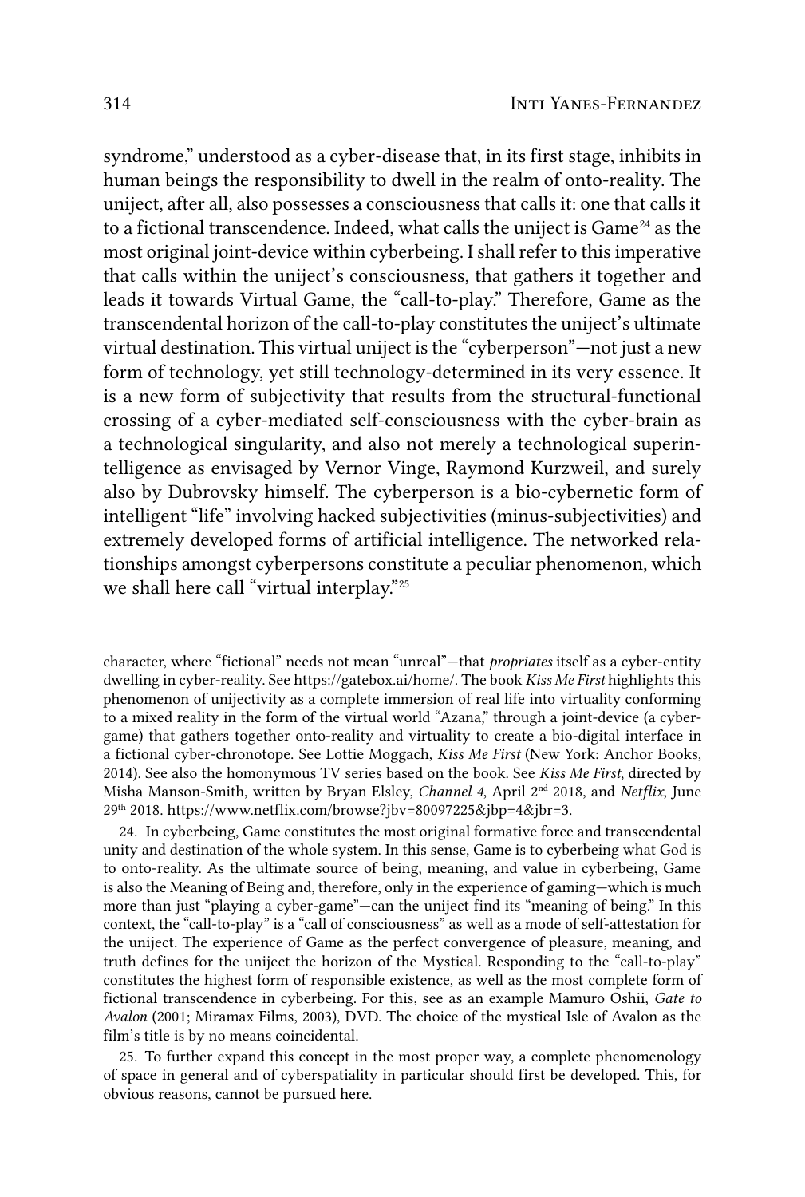syndrome," understood as a cyber-disease that, in its first stage, inhibits in human beings the responsibility to dwell in the realm of onto-reality. The uniject, after all, also possesses a consciousness that calls it: one that calls it to a fictional transcendence. Indeed, what calls the uniject is Game[24] as the most original joint-device within cyberbeing. I shall refer to this imperative that calls within the uniject's consciousness, that gathers it together and leads it towards Virtual Game, the "call-to-play." Therefore, Game as the transcendental horizon of the call-to-play constitutes the uniject's ultimate virtual destination. This virtual uniject is the "cyberperson"—not just a new form of technology, yet still technology-determined in its very essence. It is a new form of subjectivity that results from the structural-functional crossing of a cyber-mediated self-consciousness with the cyber-brain as a technological singularity, and also not merely a technological superintelligence as envisaged by Vernor Vinge, Raymond Kurzweil, and surely also by Dubrovsky himself. The cyberperson is a bio-cybernetic form of intelligent "life" involving hacked subjectivities (minus-subjectivities) and extremely developed forms of artificial intelligence. The networked relationships amongst cyberpersons constitute a peculiar phenomenon, which we shall here call "virtual interplay."[25]

---

character, where "fictional" needs not mean "unreal"—that *propriates* itself as a cyber-entity dwelling in cyber-reality. See https://gatebox.ai/home/. The book *Kiss Me First* highlights this phenomenon of unijectivity as a complete immersion of real life into virtuality conforming to a mixed reality in the form of the virtual world "Azana," through a joint-device (a cyber-game) that gathers together onto-reality and virtuality to create a bio-digital interface in a fictional cyber-chronotope. See Lottie Moggach, *Kiss Me First* (New York: Anchor Books, 2014). See also the homonymous TV series based on the book. See *Kiss Me First*, directed by Misha Manson-Smith, written by Bryan Elsley, *Channel 4*, April 2nd 2018, and *Netflix*, June 29th 2018. https://www.netflix.com/browse?jbv=80097225&jbp=4&jbr=3.

24. In cyberbeing, Game constitutes the most original formative force and transcendental unity and destination of the whole system. In this sense, Game is to cyberbeing what God is to onto-reality. As the ultimate source of being, meaning, and value in cyberbeing, Game is also the Meaning of Being and, therefore, only in the experience of gaming—which is much more than just "playing a cyber-game"—can the uniject find its "meaning of being." In this context, the "call-to-play" is a "call of consciousness" as well as a mode of self-attestation for the uniject. The experience of Game as the perfect convergence of pleasure, meaning, and truth defines for the uniject the horizon of the Mystical. Responding to the "call-to-play" constitutes the highest form of responsible existence, as well as the most complete form of fictional transcendence in cyberbeing. For this, see as an example Mamuro Oshii, *Gate to Avalon* (2001; Miramax Films, 2003), DVD. The choice of the mystical Isle of Avalon as the film's title is by no means coincidental.

25. To further expand this concept in the most proper way, a complete phenomenology of space in general and of cyberspatiality in particular should first be developed. This, for obvious reasons, cannot be pursued here.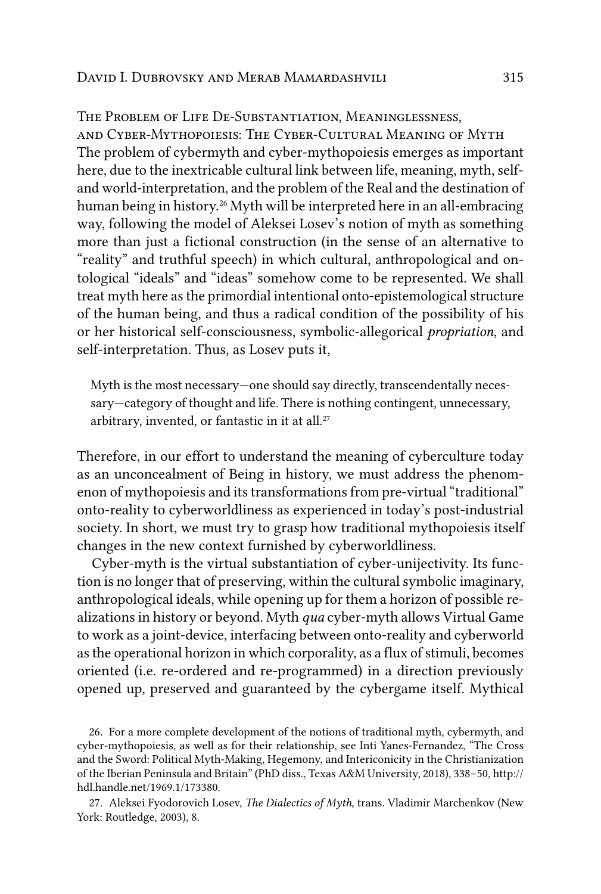### The Problem of Life De-Substantiation, Meaninglessness, and Cyber-Mythopoiesis: The Cyber-Cultural Meaning of Myth

The problem of cybermyth and cyber-mythopoiesis emerges as important here, due to the inextricable cultural link between life, meaning, myth, self- and world-interpretation, and the problem of the Real and the destination of human being in history.[26] Myth will be interpreted here in an all-embracing way, following the model of Aleksei Losev's notion of myth as something more than just a fictional construction (in the sense of an alternative to "reality" and truthful speech) in which cultural, anthropological and ontological "ideals" and "ideas" somehow come to be represented. We shall treat myth here as the primordial intentional onto-epistemological structure of the human being, and thus a radical condition of the possibility of his or her historical self-consciousness, symbolic-allegorical *propriation*, and self-interpretation. Thus, as Losev puts it,

> Myth is the most necessary—one should say directly, transcendentally necessary—category of thought and life. There is nothing contingent, unnecessary, arbitrary, invented, or fantastic in it at all.[27]

Therefore, in our effort to understand the meaning of cyberculture today as an unconcealment of Being in history, we must address the phenomenon of mythopoiesis and its transformations from pre-virtual "traditional" onto-reality to cyberworldliness as experienced in today's post-industrial society. In short, we must try to grasp how traditional mythopoiesis itself changes in the new context furnished by cyberworldliness.

Cyber-myth is the virtual substantiation of cyber-unijectivity. Its function is no longer that of preserving, within the cultural symbolic imaginary, anthropological ideals, while opening up for them a horizon of possible realizations in history or beyond. Myth *qua* cyber-myth allows Virtual Game to work as a joint-device, interfacing between onto-reality and cyberworld as the operational horizon in which corporality, as a flux of stimuli, becomes oriented (i.e. re-ordered and re-programmed) in a direction previously opened up, preserved and guaranteed by the cybergame itself. Mythical

---

26. For a more complete development of the notions of traditional myth, cybermyth, and cyber-mythopoiesis, as well as for their relationship, see Inti Yanes-Fernandez, "The Cross and the Sword: Political Myth-Making, Hegemony, and Intericonicity in the Christianization of the Iberian Peninsula and Britain" (PhD diss., Texas A&M University, 2018), 338–50, http://hdl.handle.net/1969.1/173380.

27. Aleksei Fyodorovich Losev, *The Dialectics of Myth*, trans. Vladimir Marchenkov (New York: Routledge, 2003), 8.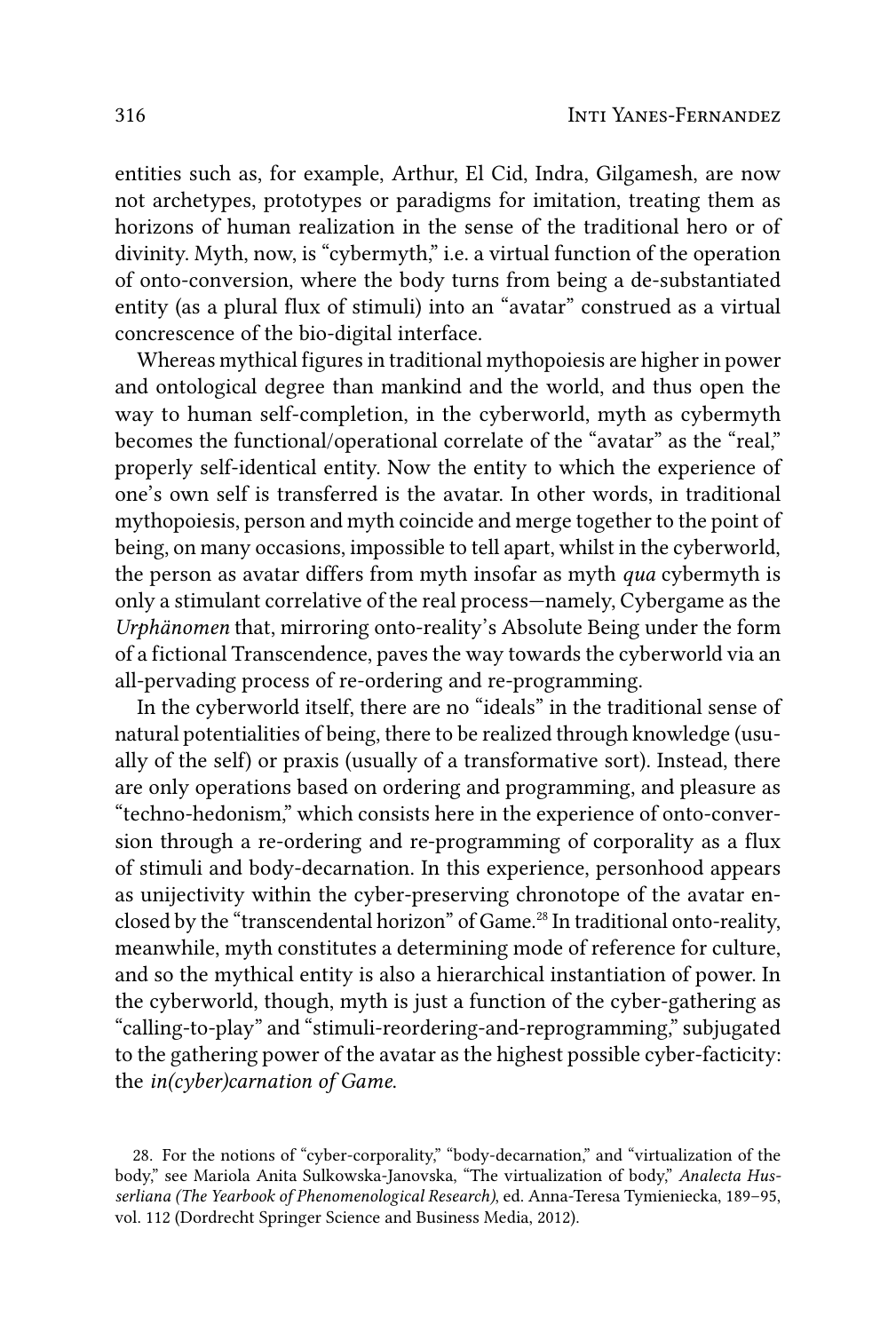entities such as, for example, Arthur, El Cid, Indra, Gilgamesh, are now not archetypes, prototypes or paradigms for imitation, treating them as horizons of human realization in the sense of the traditional hero or of divinity. Myth, now, is "cybermyth," i.e. a virtual function of the operation of onto-conversion, where the body turns from being a de-substantiated entity (as a plural flux of stimuli) into an "avatar" construed as a virtual concrescence of the bio-digital interface.

Whereas mythical figures in traditional mythopoiesis are higher in power and ontological degree than mankind and the world, and thus open the way to human self-completion, in the cyberworld, myth as cybermyth becomes the functional/operational correlate of the "avatar" as the "real," properly self-identical entity. Now the entity to which the experience of one's own self is transferred is the avatar. In other words, in traditional mythopoiesis, person and myth coincide and merge together to the point of being, on many occasions, impossible to tell apart, whilst in the cyberworld, the person as avatar differs from myth insofar as myth *qua* cybermyth is only a stimulant correlative of the real process—namely, Cybergame as the *Urphänomen* that, mirroring onto-reality's Absolute Being under the form of a fictional Transcendence, paves the way towards the cyberworld via an all-pervading process of re-ordering and re-programming.

In the cyberworld itself, there are no "ideals" in the traditional sense of natural potentialities of being, there to be realized through knowledge (usually of the self) or praxis (usually of a transformative sort). Instead, there are only operations based on ordering and programming, and pleasure as "techno-hedonism," which consists here in the experience of onto-conversion through a re-ordering and re-programming of corporality as a flux of stimuli and body-decarnation. In this experience, personhood appears as unijectivity within the cyber-preserving chronotope of the avatar enclosed by the "transcendental horizon" of Game.[28] In traditional onto-reality, meanwhile, myth constitutes a determining mode of reference for culture, and so the mythical entity is also a hierarchical instantiation of power. In the cyberworld, though, myth is just a function of the cyber-gathering as "calling-to-play" and "stimuli-reordering-and-reprogramming," subjugated to the gathering power of the avatar as the highest possible cyber-facticity: the *in(cyber)carnation of Game*.

28. For the notions of "cyber-corporality," "body-decarnation," and "virtualization of the body," see Mariola Anita Sulkowska-Janovska, "The virtualization of body," *Analecta Husserliana (The Yearbook of Phenomenological Research)*, ed. Anna-Teresa Tymieniecka, 189–95, vol. 112 (Dordrecht Springer Science and Business Media, 2012).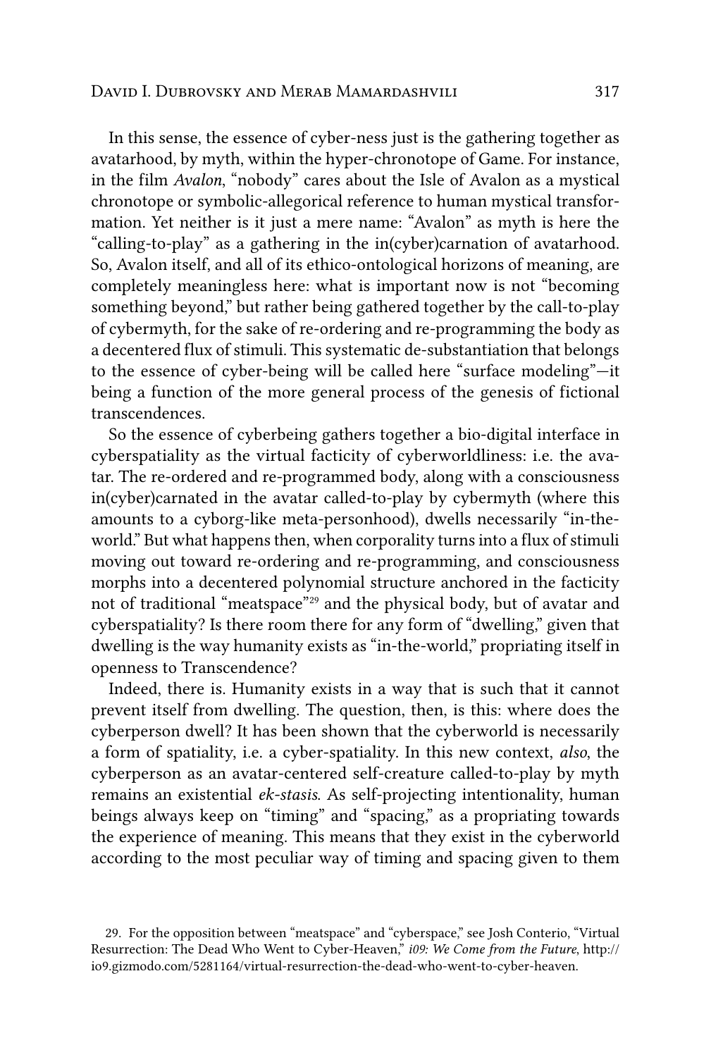In this sense, the essence of cyber-ness just is the gathering together as avatarhood, by myth, within the hyper-chronotope of Game. For instance, in the film *Avalon*, "nobody" cares about the Isle of Avalon as a mystical chronotope or symbolic-allegorical reference to human mystical transformation. Yet neither is it just a mere name: "Avalon" as myth is here the "calling-to-play" as a gathering in the in(cyber)carnation of avatarhood. So, Avalon itself, and all of its ethico-ontological horizons of meaning, are completely meaningless here: what is important now is not "becoming something beyond," but rather being gathered together by the call-to-play of cybermyth, for the sake of re-ordering and re-programming the body as a decentered flux of stimuli. This systematic de-substantiation that belongs to the essence of cyber-being will be called here "surface modeling"—it being a function of the more general process of the genesis of fictional transcendences.

So the essence of cyberbeing gathers together a bio-digital interface in cyberspatiality as the virtual facticity of cyberworldliness: i.e. the avatar. The re-ordered and re-programmed body, along with a consciousness in(cyber)carnated in the avatar called-to-play by cybermyth (where this amounts to a cyborg-like meta-personhood), dwells necessarily "in-the-world." But what happens then, when corporality turns into a flux of stimuli moving out toward re-ordering and re-programming, and consciousness morphs into a decentered polynomial structure anchored in the facticity not of traditional "meatspace"[29] and the physical body, but of avatar and cyberspatiality? Is there room there for any form of "dwelling," given that dwelling is the way humanity exists as "in-the-world," propriating itself in openness to Transcendence?

Indeed, there is. Humanity exists in a way that is such that it cannot prevent itself from dwelling. The question, then, is this: where does the cyberperson dwell? It has been shown that the cyberworld is necessarily a form of spatiality, i.e. a cyber-spatiality. In this new context, *also*, the cyberperson as an avatar-centered self-creature called-to-play by myth remains an existential *ek-stasis*. As self-projecting intentionality, human beings always keep on "timing" and "spacing," as a propriating towards the experience of meaning. This means that they exist in the cyberworld according to the most peculiar way of timing and spacing given to them

29. For the opposition between "meatspace" and "cyberspace," see Josh Conterio, "Virtual Resurrection: The Dead Who Went to Cyber-Heaven," *i09: We Come from the Future*, http://io9.gizmodo.com/5281164/virtual-resurrection-the-dead-who-went-to-cyber-heaven.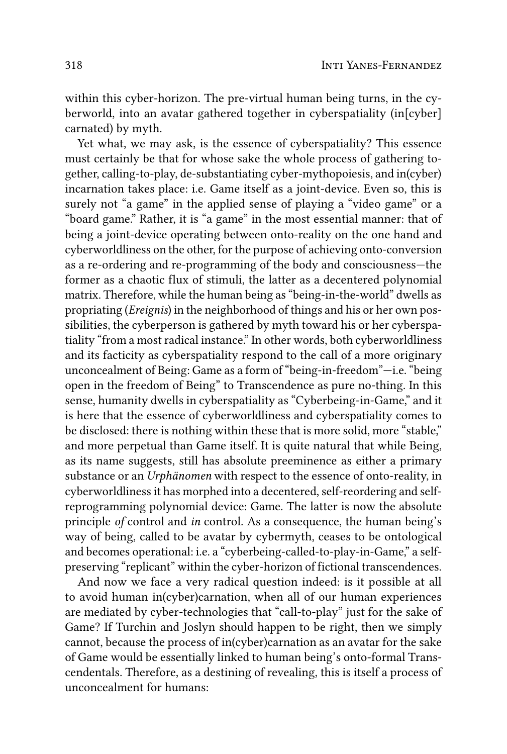within this cyber-horizon. The pre-virtual human being turns, in the cyberworld, into an avatar gathered together in cyberspatiality (in[cyber] carnated) by myth.

Yet what, we may ask, is the essence of cyberspatiality? This essence must certainly be that for whose sake the whole process of gathering together, calling-to-play, de-substantiating cyber-mythopoiesis, and in(cyber) incarnation takes place: i.e. Game itself as a joint-device. Even so, this is surely not "a game" in the applied sense of playing a "video game" or a "board game." Rather, it is "a game" in the most essential manner: that of being a joint-device operating between onto-reality on the one hand and cyberworldliness on the other, for the purpose of achieving onto-conversion as a re-ordering and re-programming of the body and consciousness—the former as a chaotic flux of stimuli, the latter as a decentered polynomial matrix. Therefore, while the human being as "being-in-the-world" dwells as propriating (*Ereignis*) in the neighborhood of things and his or her own possibilities, the cyberperson is gathered by myth toward his or her cyberspatiality "from a most radical instance." In other words, both cyberworldliness and its facticity as cyberspatiality respond to the call of a more originary unconcealment of Being: Game as a form of "being-in-freedom"—i.e. "being open in the freedom of Being" to Transcendence as pure no-thing. In this sense, humanity dwells in cyberspatiality as "Cyberbeing-in-Game," and it is here that the essence of cyberworldliness and cyberspatiality comes to be disclosed: there is nothing within these that is more solid, more "stable," and more perpetual than Game itself. It is quite natural that while Being, as its name suggests, still has absolute preeminence as either a primary substance or an *Urphänomen* with respect to the essence of onto-reality, in cyberworldliness it has morphed into a decentered, self-reordering and self-reprogramming polynomial device: Game. The latter is now the absolute principle *of* control and *in* control. As a consequence, the human being's way of being, called to be avatar by cybermyth, ceases to be ontological and becomes operational: i.e. a "cyberbeing-called-to-play-in-Game," a self-preserving "replicant" within the cyber-horizon of fictional transcendences.

And now we face a very radical question indeed: is it possible at all to avoid human in(cyber)carnation, when all of our human experiences are mediated by cyber-technologies that "call-to-play" just for the sake of Game? If Turchin and Joslyn should happen to be right, then we simply cannot, because the process of in(cyber)carnation as an avatar for the sake of Game would be essentially linked to human being's onto-formal Transcendentals. Therefore, as a destining of revealing, this is itself a process of unconcealment for humans: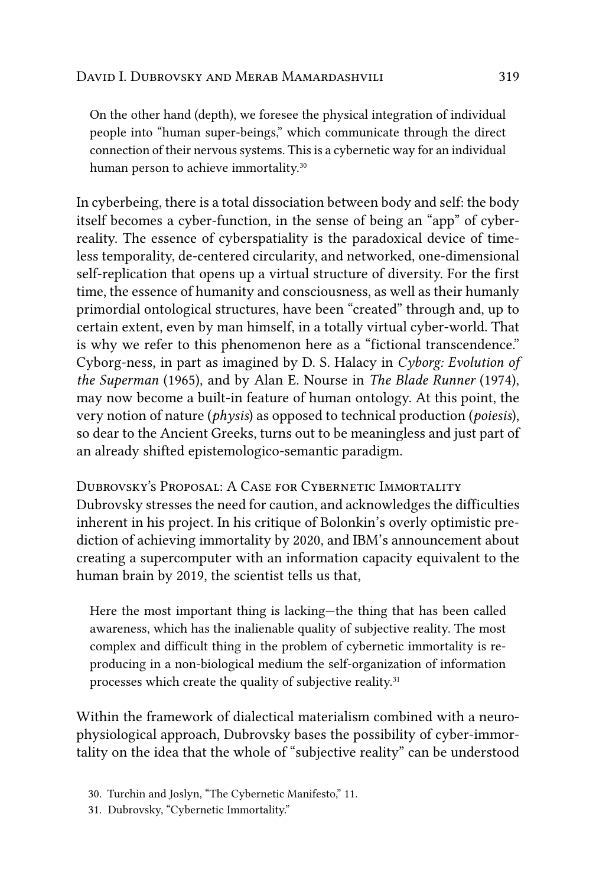> On the other hand (depth), we foresee the physical integration of individual people into "human super-beings," which communicate through the direct connection of their nervous systems. This is a cybernetic way for an individual human person to achieve immortality.[30]

In cyberbeing, there is a total dissociation between body and self: the body itself becomes a cyber-function, in the sense of being an "app" of cyber-reality. The essence of cyberspatiality is the paradoxical device of timeless temporality, de-centered circularity, and networked, one-dimensional self-replication that opens up a virtual structure of diversity. For the first time, the essence of humanity and consciousness, as well as their humanly primordial ontological structures, have been "created" through and, up to certain extent, even by man himself, in a totally virtual cyber-world. That is why we refer to this phenomenon here as a "fictional transcendence." Cyborg-ness, in part as imagined by D. S. Halacy in *Cyborg: Evolution of the Superman* (1965), and by Alan E. Nourse in *The Blade Runner* (1974), may now become a built-in feature of human ontology. At this point, the very notion of nature (*physis*) as opposed to technical production (*poiesis*), so dear to the Ancient Greeks, turns out to be meaningless and just part of an already shifted epistemologico-semantic paradigm.

## Dubrovsky's Proposal: A Case for Cybernetic Immortality

Dubrovsky stresses the need for caution, and acknowledges the difficulties inherent in his project. In his critique of Bolonkin's overly optimistic prediction of achieving immortality by 2020, and IBM's announcement about creating a supercomputer with an information capacity equivalent to the human brain by 2019, the scientist tells us that,

> Here the most important thing is lacking—the thing that has been called awareness, which has the inalienable quality of subjective reality. The most complex and difficult thing in the problem of cybernetic immortality is reproducing in a non-biological medium the self-organization of information processes which create the quality of subjective reality.[31]

Within the framework of dialectical materialism combined with a neurophysiological approach, Dubrovsky bases the possibility of cyber-immortality on the idea that the whole of "subjective reality" can be understood

30. Turchin and Joslyn, "The Cybernetic Manifesto," 11.

31. Dubrovsky, "Cybernetic Immortality."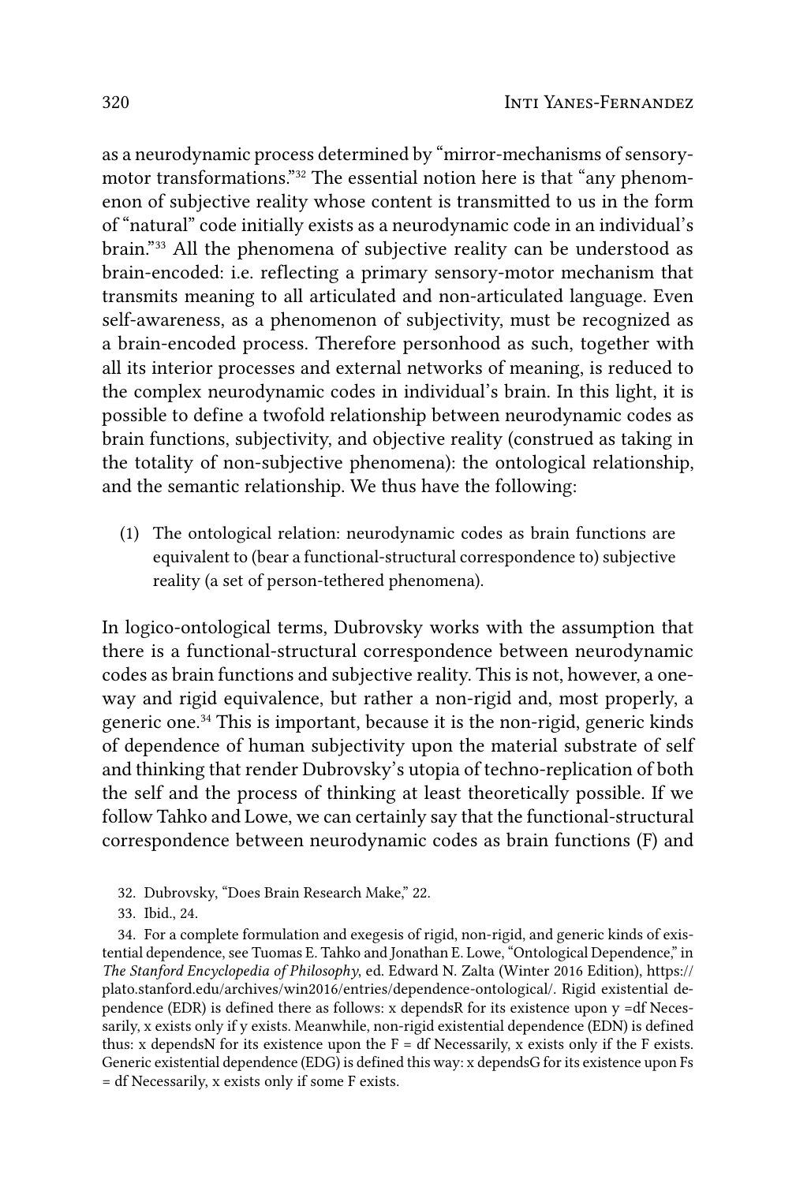as a neurodynamic process determined by "mirror-mechanisms of sensory-motor transformations."[32] The essential notion here is that "any phenomenon of subjective reality whose content is transmitted to us in the form of "natural" code initially exists as a neurodynamic code in an individual's brain."[33] All the phenomena of subjective reality can be understood as brain-encoded: i.e. reflecting a primary sensory-motor mechanism that transmits meaning to all articulated and non-articulated language. Even self-awareness, as a phenomenon of subjectivity, must be recognized as a brain-encoded process. Therefore personhood as such, together with all its interior processes and external networks of meaning, is reduced to the complex neurodynamic codes in individual's brain. In this light, it is possible to define a twofold relationship between neurodynamic codes as brain functions, subjectivity, and objective reality (construed as taking in the totality of non-subjective phenomena): the ontological relationship, and the semantic relationship. We thus have the following:

(1) The ontological relation: neurodynamic codes as brain functions are equivalent to (bear a functional-structural correspondence to) subjective reality (a set of person-tethered phenomena).

In logico-ontological terms, Dubrovsky works with the assumption that there is a functional-structural correspondence between neurodynamic codes as brain functions and subjective reality. This is not, however, a one-way and rigid equivalence, but rather a non-rigid and, most properly, a generic one.[34] This is important, because it is the non-rigid, generic kinds of dependence of human subjectivity upon the material substrate of self and thinking that render Dubrovsky's utopia of techno-replication of both the self and the process of thinking at least theoretically possible. If we follow Tahko and Lowe, we can certainly say that the functional-structural correspondence between neurodynamic codes as brain functions (F) and

32. Dubrovsky, "Does Brain Research Make," 22.

33. Ibid., 24.

34. For a complete formulation and exegesis of rigid, non-rigid, and generic kinds of existential dependence, see Tuomas E. Tahko and Jonathan E. Lowe, "Ontological Dependence," in *The Stanford Encyclopedia of Philosophy*, ed. Edward N. Zalta (Winter 2016 Edition), https://plato.stanford.edu/archives/win2016/entries/dependence-ontological/. Rigid existential dependence (EDR) is defined there as follows: x dependsR for its existence upon y =df Necessarily, x exists only if y exists. Meanwhile, non-rigid existential dependence (EDN) is defined thus: x dependsN for its existence upon the F = df Necessarily, x exists only if the F exists. Generic existential dependence (EDG) is defined this way: x dependsG for its existence upon Fs = df Necessarily, x exists only if some F exists.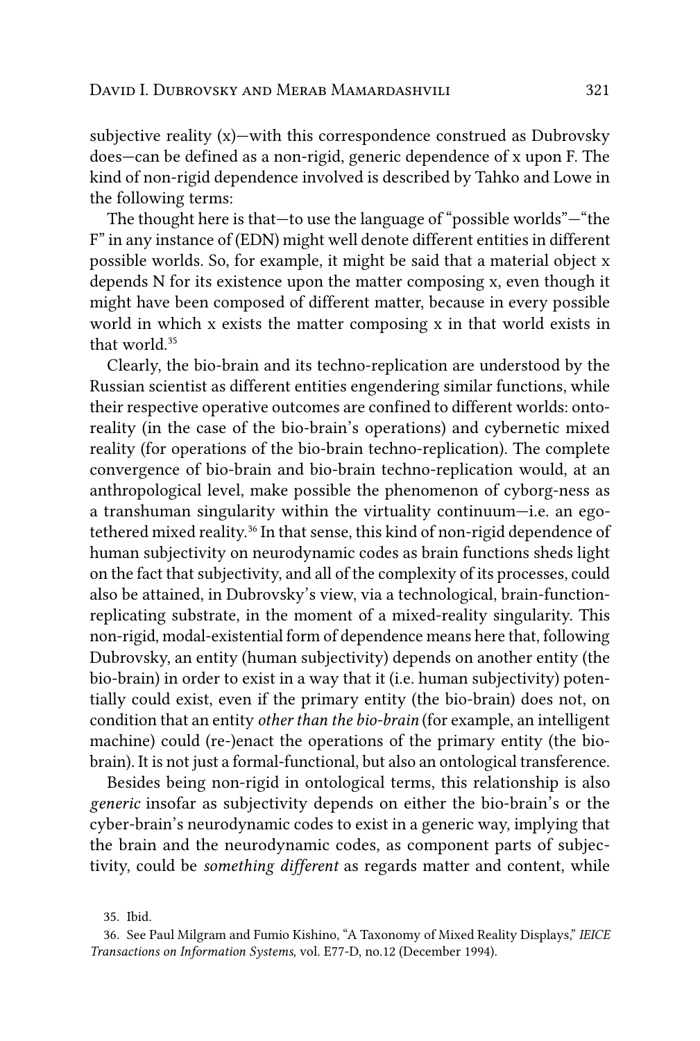subjective reality (x)—with this correspondence construed as Dubrovsky does—can be defined as a non-rigid, generic dependence of x upon F. The kind of non-rigid dependence involved is described by Tahko and Lowe in the following terms:

The thought here is that—to use the language of "possible worlds"—"the F" in any instance of (EDN) might well denote different entities in different possible worlds. So, for example, it might be said that a material object x depends N for its existence upon the matter composing x, even though it might have been composed of different matter, because in every possible world in which x exists the matter composing x in that world exists in that world.[35]

Clearly, the bio-brain and its techno-replication are understood by the Russian scientist as different entities engendering similar functions, while their respective operative outcomes are confined to different worlds: onto-reality (in the case of the bio-brain's operations) and cybernetic mixed reality (for operations of the bio-brain techno-replication). The complete convergence of bio-brain and bio-brain techno-replication would, at an anthropological level, make possible the phenomenon of cyborg-ness as a transhuman singularity within the virtuality continuum—i.e. an ego-tethered mixed reality.[36] In that sense, this kind of non-rigid dependence of human subjectivity on neurodynamic codes as brain functions sheds light on the fact that subjectivity, and all of the complexity of its processes, could also be attained, in Dubrovsky's view, via a technological, brain-function-replicating substrate, in the moment of a mixed-reality singularity. This non-rigid, modal-existential form of dependence means here that, following Dubrovsky, an entity (human subjectivity) depends on another entity (the bio-brain) in order to exist in a way that it (i.e. human subjectivity) potentially could exist, even if the primary entity (the bio-brain) does not, on condition that an entity *other than the bio-brain* (for example, an intelligent machine) could (re-)enact the operations of the primary entity (the bio-brain). It is not just a formal-functional, but also an ontological transference.

Besides being non-rigid in ontological terms, this relationship is also *generic* insofar as subjectivity depends on either the bio-brain's or the cyber-brain's neurodynamic codes to exist in a generic way, implying that the brain and the neurodynamic codes, as component parts of subjectivity, could be *something different* as regards matter and content, while

35. Ibid.

36. See Paul Milgram and Fumio Kishino, "A Taxonomy of Mixed Reality Displays," *IEICE Transactions on Information Systems*, vol. E77-D, no.12 (December 1994).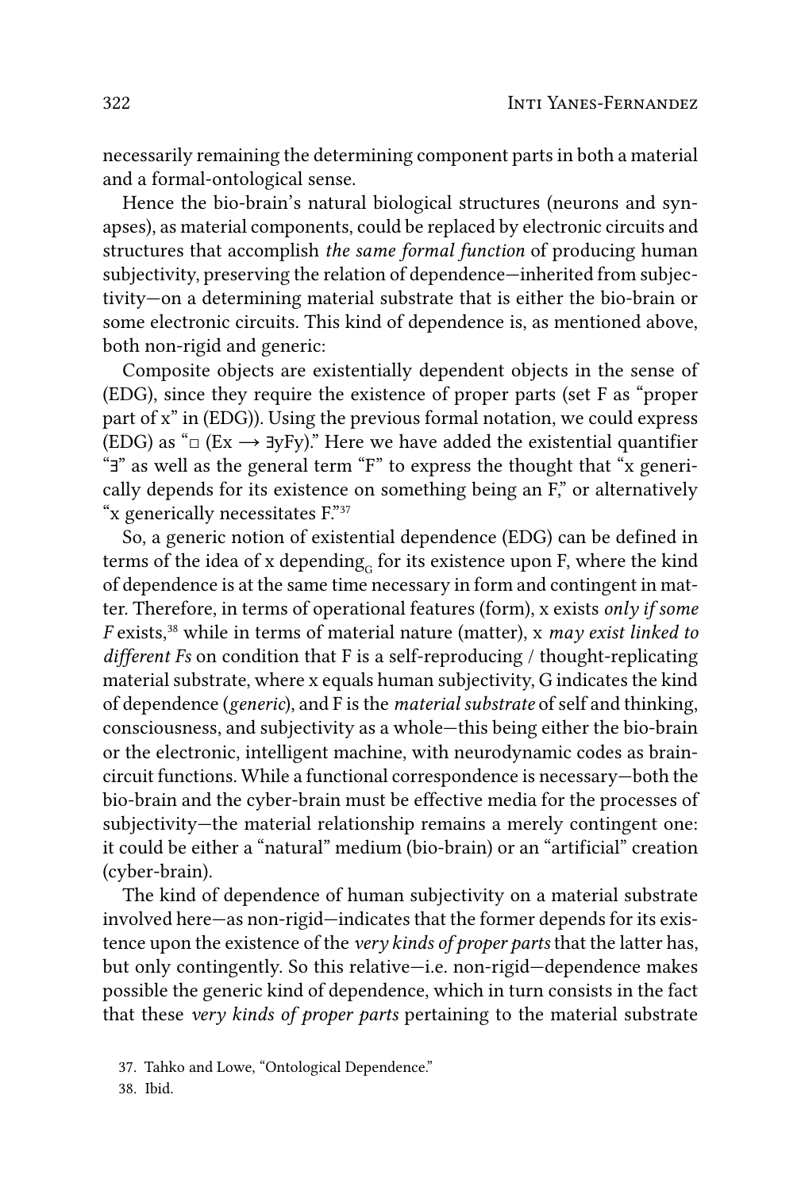necessarily remaining the determining component parts in both a material and a formal-ontological sense.

Hence the bio-brain's natural biological structures (neurons and synapses), as material components, could be replaced by electronic circuits and structures that accomplish *the same formal function* of producing human subjectivity, preserving the relation of dependence—inherited from subjectivity—on a determining material substrate that is either the bio-brain or some electronic circuits. This kind of dependence is, as mentioned above, both non-rigid and generic:

Composite objects are existentially dependent objects in the sense of (EDG), since they require the existence of proper parts (set F as "proper part of x" in (EDG)). Using the previous formal notation, we could express (EDG) as "$\Box$ (Ex $\rightarrow$ ∃yFy)." Here we have added the existential quantifier "∃" as well as the general term "F" to express the thought that "x generically depends for its existence on something being an F," or alternatively "x generically necessitates F."[37]

So, a generic notion of existential dependence (EDG) can be defined in terms of the idea of x depending$_G$ for its existence upon F, where the kind of dependence is at the same time necessary in form and contingent in matter. Therefore, in terms of operational features (form), x exists *only if some F* exists,[38] while in terms of material nature (matter), x *may exist linked to different Fs* on condition that F is a self-reproducing / thought-replicating material substrate, where x equals human subjectivity, G indicates the kind of dependence (*generic*), and F is the *material substrate* of self and thinking, consciousness, and subjectivity as a whole—this being either the bio-brain or the electronic, intelligent machine, with neurodynamic codes as brain-circuit functions. While a functional correspondence is necessary—both the bio-brain and the cyber-brain must be effective media for the processes of subjectivity—the material relationship remains a merely contingent one: it could be either a "natural" medium (bio-brain) or an "artificial" creation (cyber-brain).

The kind of dependence of human subjectivity on a material substrate involved here—as non-rigid—indicates that the former depends for its existence upon the existence of the *very kinds of proper parts* that the latter has, but only contingently. So this relative—i.e. non-rigid—dependence makes possible the generic kind of dependence, which in turn consists in the fact that these *very kinds of proper parts* pertaining to the material substrate

37. Tahko and Lowe, "Ontological Dependence."

38. Ibid.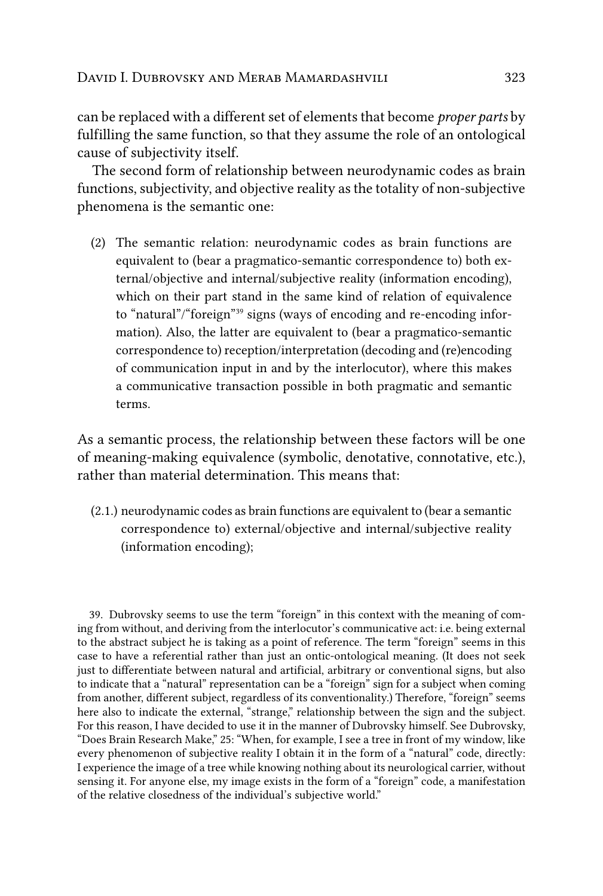can be replaced with a different set of elements that become *proper parts* by fulfilling the same function, so that they assume the role of an ontological cause of subjectivity itself.

The second form of relationship between neurodynamic codes as brain functions, subjectivity, and objective reality as the totality of non-subjective phenomena is the semantic one:

> (2) The semantic relation: neurodynamic codes as brain functions are equivalent to (bear a pragmatico-semantic correspondence to) both external/objective and internal/subjective reality (information encoding), which on their part stand in the same kind of relation of equivalence to "natural"/"foreign"[39] signs (ways of encoding and re-encoding information). Also, the latter are equivalent to (bear a pragmatico-semantic correspondence to) reception/interpretation (decoding and (re)encoding of communication input in and by the interlocutor), where this makes a communicative transaction possible in both pragmatic and semantic terms.

As a semantic process, the relationship between these factors will be one of meaning-making equivalence (symbolic, denotative, connotative, etc.), rather than material determination. This means that:

> (2.1.) neurodynamic codes as brain functions are equivalent to (bear a semantic correspondence to) external/objective and internal/subjective reality (information encoding);

39. Dubrovsky seems to use the term "foreign" in this context with the meaning of coming from without, and deriving from the interlocutor's communicative act: i.e. being external to the abstract subject he is taking as a point of reference. The term "foreign" seems in this case to have a referential rather than just an ontic-ontological meaning. (It does not seek just to differentiate between natural and artificial, arbitrary or conventional signs, but also to indicate that a "natural" representation can be a "foreign" sign for a subject when coming from another, different subject, regardless of its conventionality.) Therefore, "foreign" seems here also to indicate the external, "strange," relationship between the sign and the subject. For this reason, I have decided to use it in the manner of Dubrovsky himself. See Dubrovsky, "Does Brain Research Make," 25: "When, for example, I see a tree in front of my window, like every phenomenon of subjective reality I obtain it in the form of a "natural" code, directly: I experience the image of a tree while knowing nothing about its neurological carrier, without sensing it. For anyone else, my image exists in the form of a "foreign" code, a manifestation of the relative closedness of the individual's subjective world."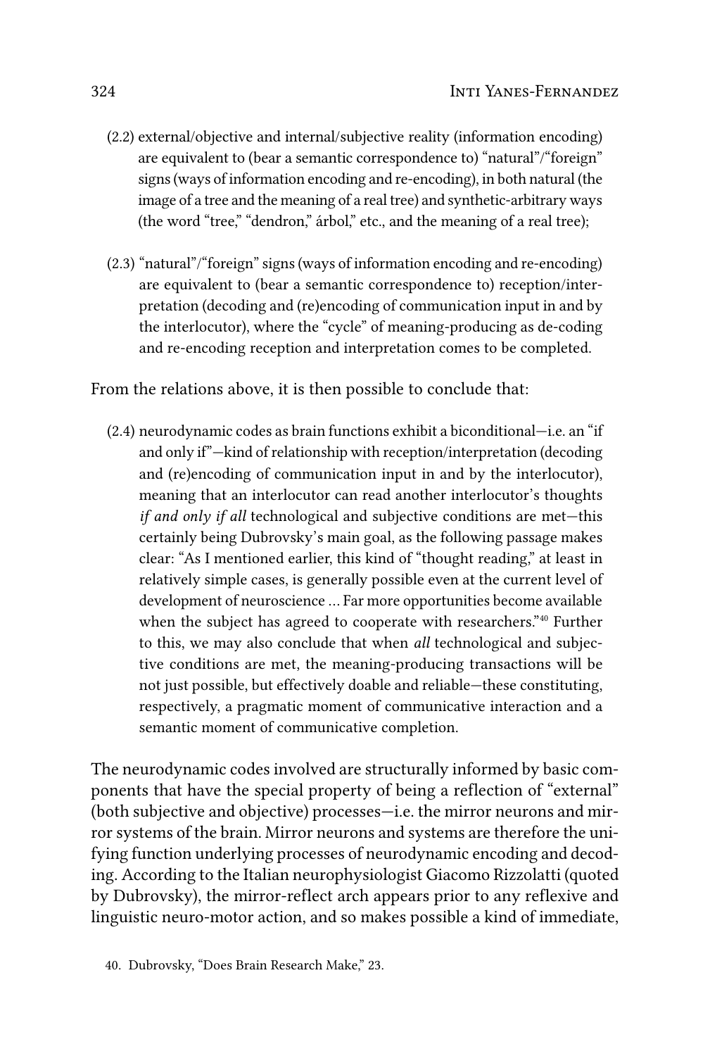(2.2) external/objective and internal/subjective reality (information encoding) are equivalent to (bear a semantic correspondence to) "natural"/"foreign" signs (ways of information encoding and re-encoding), in both natural (the image of a tree and the meaning of a real tree) and synthetic-arbitrary ways (the word "tree," "dendron," árbol," etc., and the meaning of a real tree);

(2.3) "natural"/"foreign" signs (ways of information encoding and re-encoding) are equivalent to (bear a semantic correspondence to) reception/interpretation (decoding and (re)encoding of communication input in and by the interlocutor), where the "cycle" of meaning-producing as de-coding and re-encoding reception and interpretation comes to be completed.

From the relations above, it is then possible to conclude that:

(2.4) neurodynamic codes as brain functions exhibit a biconditional—i.e. an "if and only if"—kind of relationship with reception/interpretation (decoding and (re)encoding of communication input in and by the interlocutor), meaning that an interlocutor can read another interlocutor's thoughts *if and only if all* technological and subjective conditions are met—this certainly being Dubrovsky's main goal, as the following passage makes clear: "As I mentioned earlier, this kind of "thought reading," at least in relatively simple cases, is generally possible even at the current level of development of neuroscience … Far more opportunities become available when the subject has agreed to cooperate with researchers."[40] Further to this, we may also conclude that when *all* technological and subjective conditions are met, the meaning-producing transactions will be not just possible, but effectively doable and reliable—these constituting, respectively, a pragmatic moment of communicative interaction and a semantic moment of communicative completion.

The neurodynamic codes involved are structurally informed by basic components that have the special property of being a reflection of "external" (both subjective and objective) processes—i.e. the mirror neurons and mirror systems of the brain. Mirror neurons and systems are therefore the unifying function underlying processes of neurodynamic encoding and decoding. According to the Italian neurophysiologist Giacomo Rizzolatti (quoted by Dubrovsky), the mirror-reflect arch appears prior to any reflexive and linguistic neuro-motor action, and so makes possible a kind of immediate,

40. Dubrovsky, "Does Brain Research Make," 23.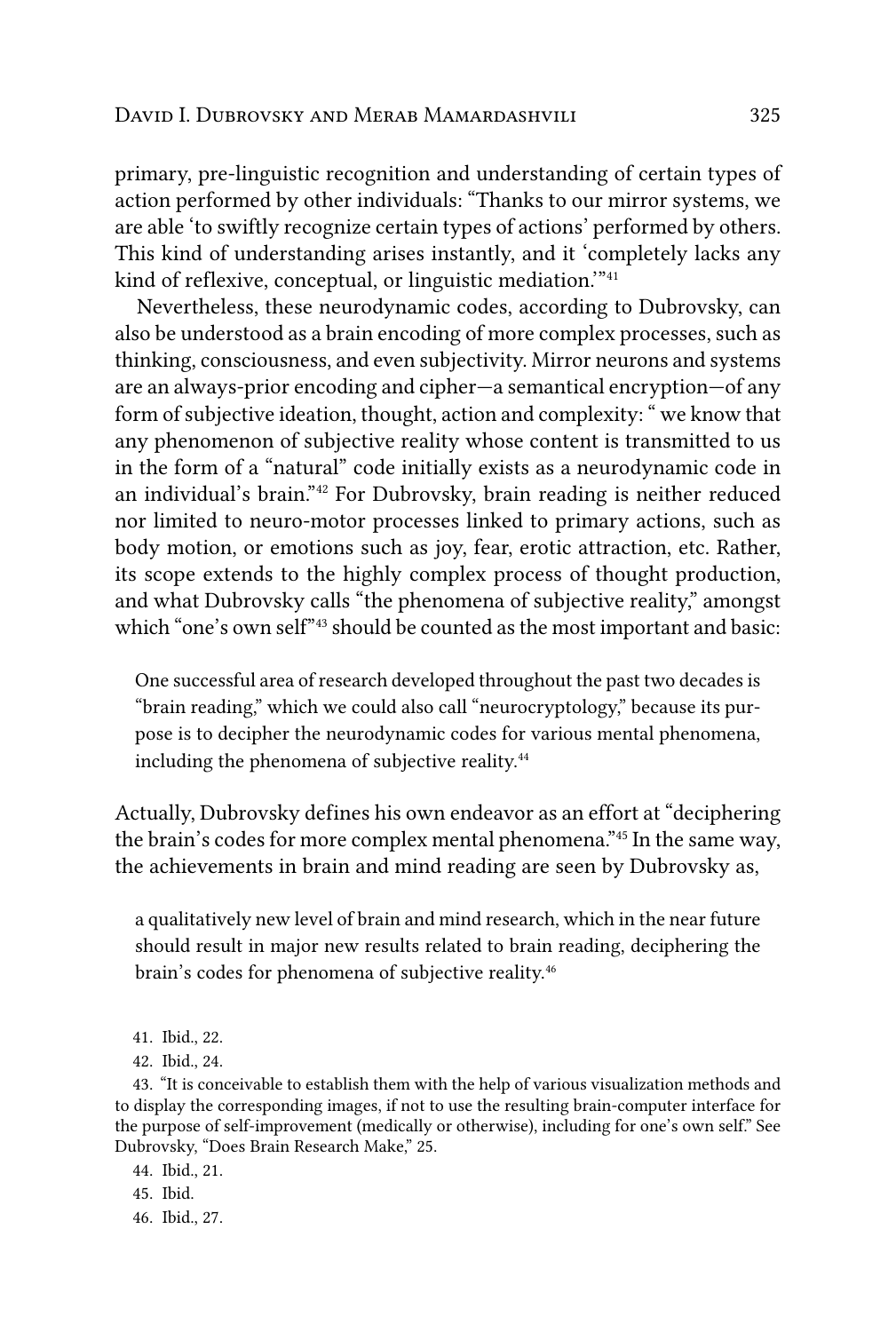primary, pre-linguistic recognition and understanding of certain types of action performed by other individuals: "Thanks to our mirror systems, we are able 'to swiftly recognize certain types of actions' performed by others. This kind of understanding arises instantly, and it 'completely lacks any kind of reflexive, conceptual, or linguistic mediation.'"[41]

Nevertheless, these neurodynamic codes, according to Dubrovsky, can also be understood as a brain encoding of more complex processes, such as thinking, consciousness, and even subjectivity. Mirror neurons and systems are an always-prior encoding and cipher—a semantical encryption—of any form of subjective ideation, thought, action and complexity: " we know that any phenomenon of subjective reality whose content is transmitted to us in the form of a "natural" code initially exists as a neurodynamic code in an individual's brain."[42] For Dubrovsky, brain reading is neither reduced nor limited to neuro-motor processes linked to primary actions, such as body motion, or emotions such as joy, fear, erotic attraction, etc. Rather, its scope extends to the highly complex process of thought production, and what Dubrovsky calls "the phenomena of subjective reality," amongst which "one's own self"[43] should be counted as the most important and basic:

> One successful area of research developed throughout the past two decades is "brain reading," which we could also call "neurocryptology," because its purpose is to decipher the neurodynamic codes for various mental phenomena, including the phenomena of subjective reality.[44]

Actually, Dubrovsky defines his own endeavor as an effort at "deciphering the brain's codes for more complex mental phenomena."[45] In the same way, the achievements in brain and mind reading are seen by Dubrovsky as,

> a qualitatively new level of brain and mind research, which in the near future should result in major new results related to brain reading, deciphering the brain's codes for phenomena of subjective reality.[46]

41. Ibid., 22.

42. Ibid., 24.

43. "It is conceivable to establish them with the help of various visualization methods and to display the corresponding images, if not to use the resulting brain-computer interface for the purpose of self-improvement (medically or otherwise), including for one's own self." See Dubrovsky, "Does Brain Research Make," 25.

44. Ibid., 21.

45. Ibid.

46. Ibid., 27.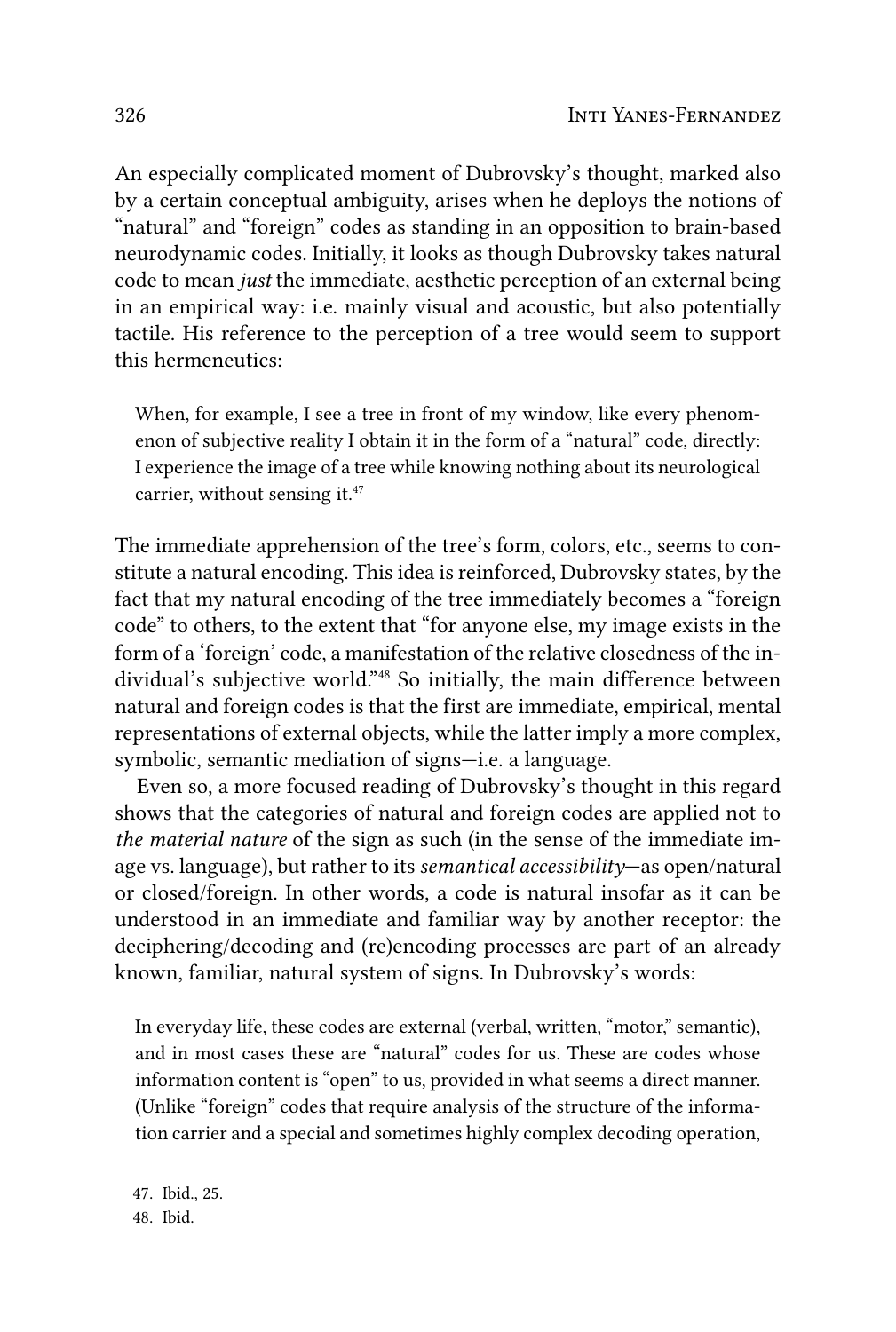An especially complicated moment of Dubrovsky's thought, marked also by a certain conceptual ambiguity, arises when he deploys the notions of "natural" and "foreign" codes as standing in an opposition to brain-based neurodynamic codes. Initially, it looks as though Dubrovsky takes natural code to mean *just* the immediate, aesthetic perception of an external being in an empirical way: i.e. mainly visual and acoustic, but also potentially tactile. His reference to the perception of a tree would seem to support this hermeneutics:

> When, for example, I see a tree in front of my window, like every phenomenon of subjective reality I obtain it in the form of a "natural" code, directly: I experience the image of a tree while knowing nothing about its neurological carrier, without sensing it.[47]

The immediate apprehension of the tree's form, colors, etc., seems to constitute a natural encoding. This idea is reinforced, Dubrovsky states, by the fact that my natural encoding of the tree immediately becomes a "foreign code" to others, to the extent that "for anyone else, my image exists in the form of a 'foreign' code, a manifestation of the relative closedness of the individual's subjective world."[48] So initially, the main difference between natural and foreign codes is that the first are immediate, empirical, mental representations of external objects, while the latter imply a more complex, symbolic, semantic mediation of signs—i.e. a language.

Even so, a more focused reading of Dubrovsky's thought in this regard shows that the categories of natural and foreign codes are applied not to *the material nature* of the sign as such (in the sense of the immediate image vs. language), but rather to its *semantical accessibility*—as open/natural or closed/foreign. In other words, a code is natural insofar as it can be understood in an immediate and familiar way by another receptor: the deciphering/decoding and (re)encoding processes are part of an already known, familiar, natural system of signs. In Dubrovsky's words:

> In everyday life, these codes are external (verbal, written, "motor," semantic), and in most cases these are "natural" codes for us. These are codes whose information content is "open" to us, provided in what seems a direct manner. (Unlike "foreign" codes that require analysis of the structure of the information carrier and a special and sometimes highly complex decoding operation,

47. Ibid., 25.

48. Ibid.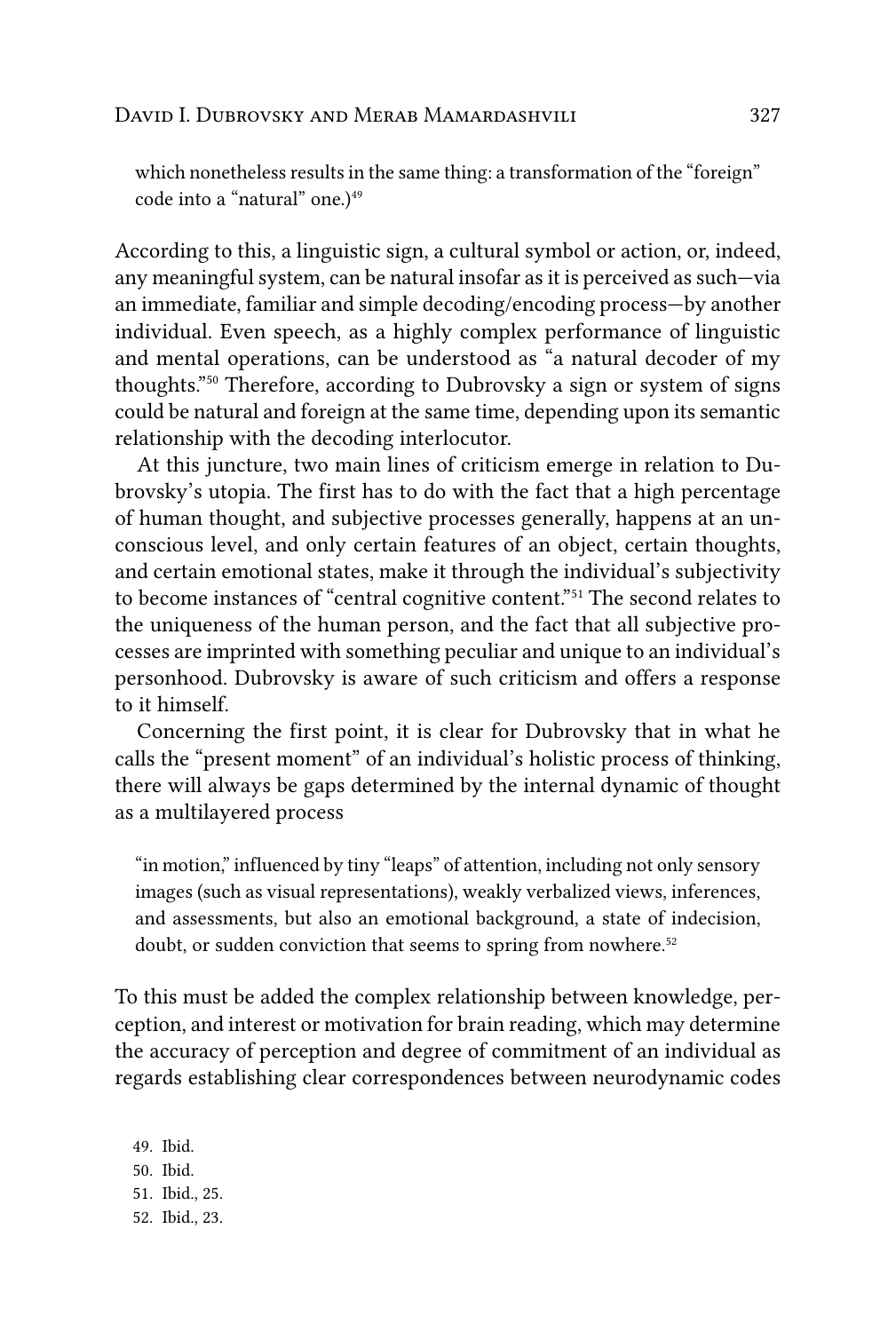> which nonetheless results in the same thing: a transformation of the "foreign" code into a "natural" one.)[49]

According to this, a linguistic sign, a cultural symbol or action, or, indeed, any meaningful system, can be natural insofar as it is perceived as such—via an immediate, familiar and simple decoding/encoding process—by another individual. Even speech, as a highly complex performance of linguistic and mental operations, can be understood as "a natural decoder of my thoughts."[50] Therefore, according to Dubrovsky a sign or system of signs could be natural and foreign at the same time, depending upon its semantic relationship with the decoding interlocutor.

At this juncture, two main lines of criticism emerge in relation to Dubrovsky's utopia. The first has to do with the fact that a high percentage of human thought, and subjective processes generally, happens at an unconscious level, and only certain features of an object, certain thoughts, and certain emotional states, make it through the individual's subjectivity to become instances of "central cognitive content."[51] The second relates to the uniqueness of the human person, and the fact that all subjective processes are imprinted with something peculiar and unique to an individual's personhood. Dubrovsky is aware of such criticism and offers a response to it himself.

Concerning the first point, it is clear for Dubrovsky that in what he calls the "present moment" of an individual's holistic process of thinking, there will always be gaps determined by the internal dynamic of thought as a multilayered process

> "in motion," influenced by tiny "leaps" of attention, including not only sensory images (such as visual representations), weakly verbalized views, inferences, and assessments, but also an emotional background, a state of indecision, doubt, or sudden conviction that seems to spring from nowhere.[52]

To this must be added the complex relationship between knowledge, perception, and interest or motivation for brain reading, which may determine the accuracy of perception and degree of commitment of an individual as regards establishing clear correspondences between neurodynamic codes

49. Ibid.
50. Ibid.
51. Ibid., 25.
52. Ibid., 23.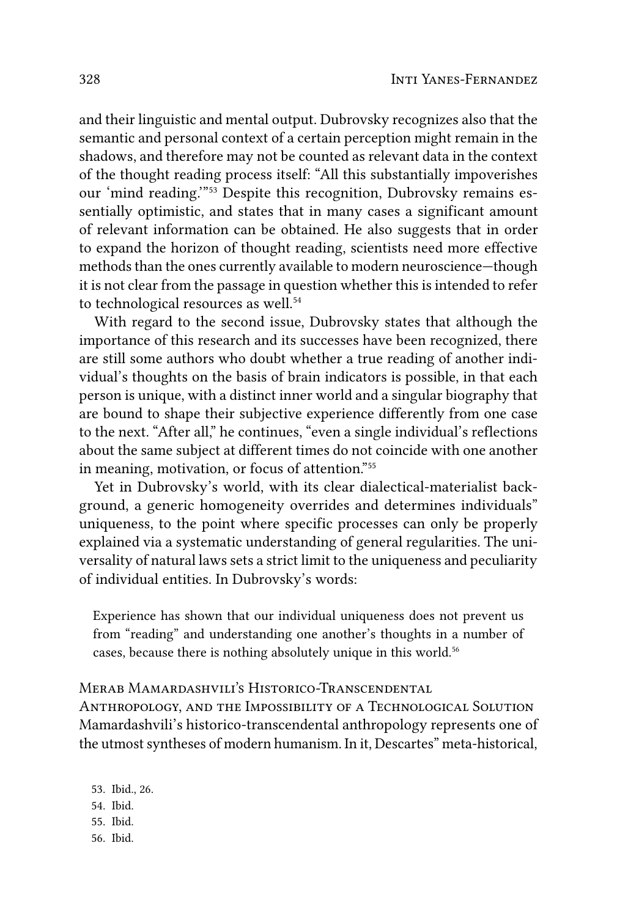and their linguistic and mental output. Dubrovsky recognizes also that the semantic and personal context of a certain perception might remain in the shadows, and therefore may not be counted as relevant data in the context of the thought reading process itself: "All this substantially impoverishes our 'mind reading.'"[53] Despite this recognition, Dubrovsky remains essentially optimistic, and states that in many cases a significant amount of relevant information can be obtained. He also suggests that in order to expand the horizon of thought reading, scientists need more effective methods than the ones currently available to modern neuroscience—though it is not clear from the passage in question whether this is intended to refer to technological resources as well.[54]

With regard to the second issue, Dubrovsky states that although the importance of this research and its successes have been recognized, there are still some authors who doubt whether a true reading of another individual's thoughts on the basis of brain indicators is possible, in that each person is unique, with a distinct inner world and a singular biography that are bound to shape their subjective experience differently from one case to the next. "After all," he continues, "even a single individual's reflections about the same subject at different times do not coincide with one another in meaning, motivation, or focus of attention."[55]

Yet in Dubrovsky's world, with its clear dialectical-materialist background, a generic homogeneity overrides and determines individuals" uniqueness, to the point where specific processes can only be properly explained via a systematic understanding of general regularities. The universality of natural laws sets a strict limit to the uniqueness and peculiarity of individual entities. In Dubrovsky's words:

> Experience has shown that our individual uniqueness does not prevent us from "reading" and understanding one another's thoughts in a number of cases, because there is nothing absolutely unique in this world.[56]

## Merab Mamardashvili's Historico-Transcendental Anthropology, and the Impossibility of a Technological Solution

Mamardashvili's historico-transcendental anthropology represents one of the utmost syntheses of modern humanism. In it, Descartes" meta-historical,

53. Ibid., 26.
54. Ibid.
55. Ibid.
56. Ibid.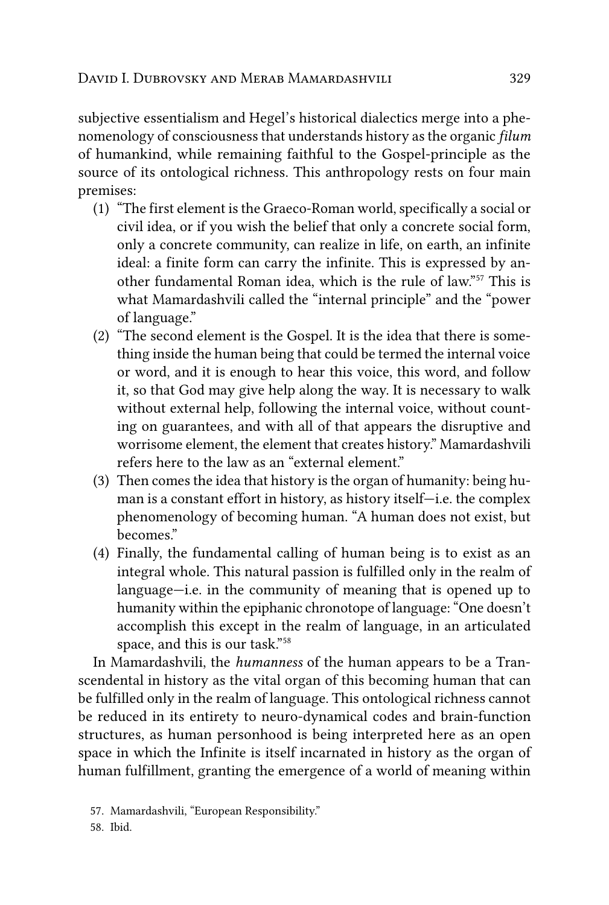subjective essentialism and Hegel's historical dialectics merge into a phenomenology of consciousness that understands history as the organic *filum* of humankind, while remaining faithful to the Gospel-principle as the source of its ontological richness. This anthropology rests on four main premises:

(1) "The first element is the Graeco-Roman world, specifically a social or civil idea, or if you wish the belief that only a concrete social form, only a concrete community, can realize in life, on earth, an infinite ideal: a finite form can carry the infinite. This is expressed by another fundamental Roman idea, which is the rule of law."[57] This is what Mamardashvili called the "internal principle" and the "power of language."

(2) "The second element is the Gospel. It is the idea that there is something inside the human being that could be termed the internal voice or word, and it is enough to hear this voice, this word, and follow it, so that God may give help along the way. It is necessary to walk without external help, following the internal voice, without counting on guarantees, and with all of that appears the disruptive and worrisome element, the element that creates history." Mamardashvili refers here to the law as an "external element."

(3) Then comes the idea that history is the organ of humanity: being human is a constant effort in history, as history itself—i.e. the complex phenomenology of becoming human. "A human does not exist, but becomes."

(4) Finally, the fundamental calling of human being is to exist as an integral whole. This natural passion is fulfilled only in the realm of language—i.e. in the community of meaning that is opened up to humanity within the epiphanic chronotope of language: "One doesn't accomplish this except in the realm of language, in an articulated space, and this is our task."[58]

In Mamardashvili, the *humanness* of the human appears to be a Transcendental in history as the vital organ of this becoming human that can be fulfilled only in the realm of language. This ontological richness cannot be reduced in its entirety to neuro-dynamical codes and brain-function structures, as human personhood is being interpreted here as an open space in which the Infinite is itself incarnated in history as the organ of human fulfillment, granting the emergence of a world of meaning within

57. Mamardashvili, "European Responsibility."

58. Ibid.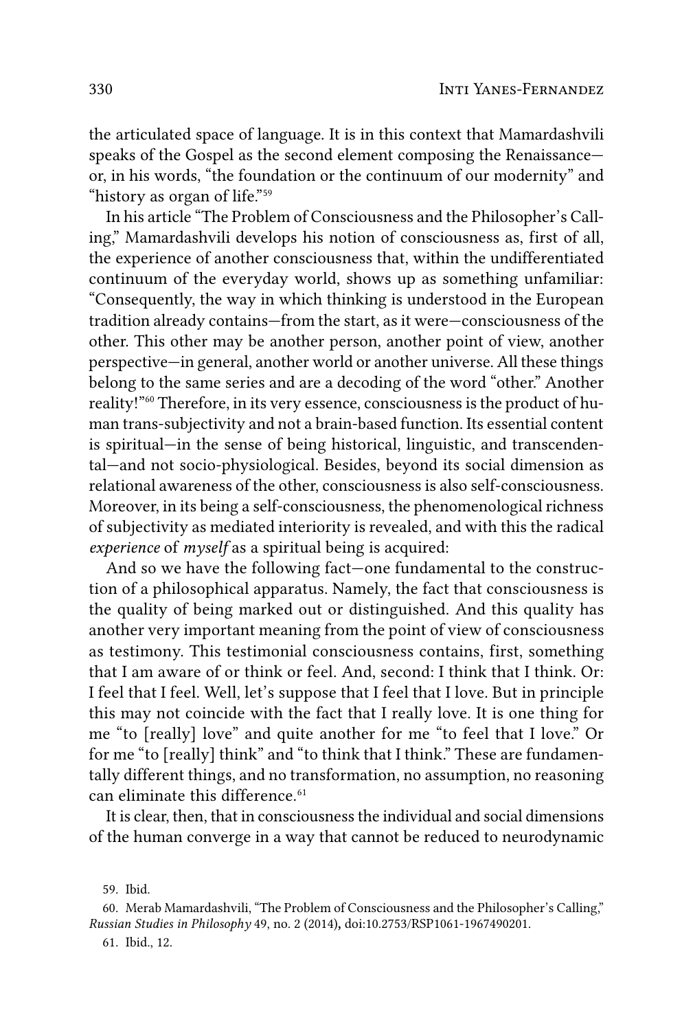the articulated space of language. It is in this context that Mamardashvili speaks of the Gospel as the second element composing the Renaissance—or, in his words, "the foundation or the continuum of our modernity" and "history as organ of life."[59]

In his article "The Problem of Consciousness and the Philosopher's Calling," Mamardashvili develops his notion of consciousness as, first of all, the experience of another consciousness that, within the undifferentiated continuum of the everyday world, shows up as something unfamiliar: "Consequently, the way in which thinking is understood in the European tradition already contains—from the start, as it were—consciousness of the other. This other may be another person, another point of view, another perspective—in general, another world or another universe. All these things belong to the same series and are a decoding of the word "other." Another reality!"[60] Therefore, in its very essence, consciousness is the product of human trans-subjectivity and not a brain-based function. Its essential content is spiritual—in the sense of being historical, linguistic, and transcendental—and not socio-physiological. Besides, beyond its social dimension as relational awareness of the other, consciousness is also self-consciousness. Moreover, in its being a self-consciousness, the phenomenological richness of subjectivity as mediated interiority is revealed, and with this the radical *experience* of *myself* as a spiritual being is acquired:

> And so we have the following fact—one fundamental to the construction of a philosophical apparatus. Namely, the fact that consciousness is the quality of being marked out or distinguished. And this quality has another very important meaning from the point of view of consciousness as testimony. This testimonial consciousness contains, first, something that I am aware of or think or feel. And, second: I think that I think. Or: I feel that I feel. Well, let's suppose that I feel that I love. But in principle this may not coincide with the fact that I really love. It is one thing for me "to [really] love" and quite another for me "to feel that I love." Or for me "to [really] think" and "to think that I think." These are fundamentally different things, and no transformation, no assumption, no reasoning can eliminate this difference.[61]

It is clear, then, that in consciousness the individual and social dimensions of the human converge in a way that cannot be reduced to neurodynamic

59. Ibid.

60. Merab Mamardashvili, "The Problem of Consciousness and the Philosopher's Calling," *Russian Studies in Philosophy* 49, no. 2 (2014), doi:10.2753/RSP1061-1967490201.

61. Ibid., 12.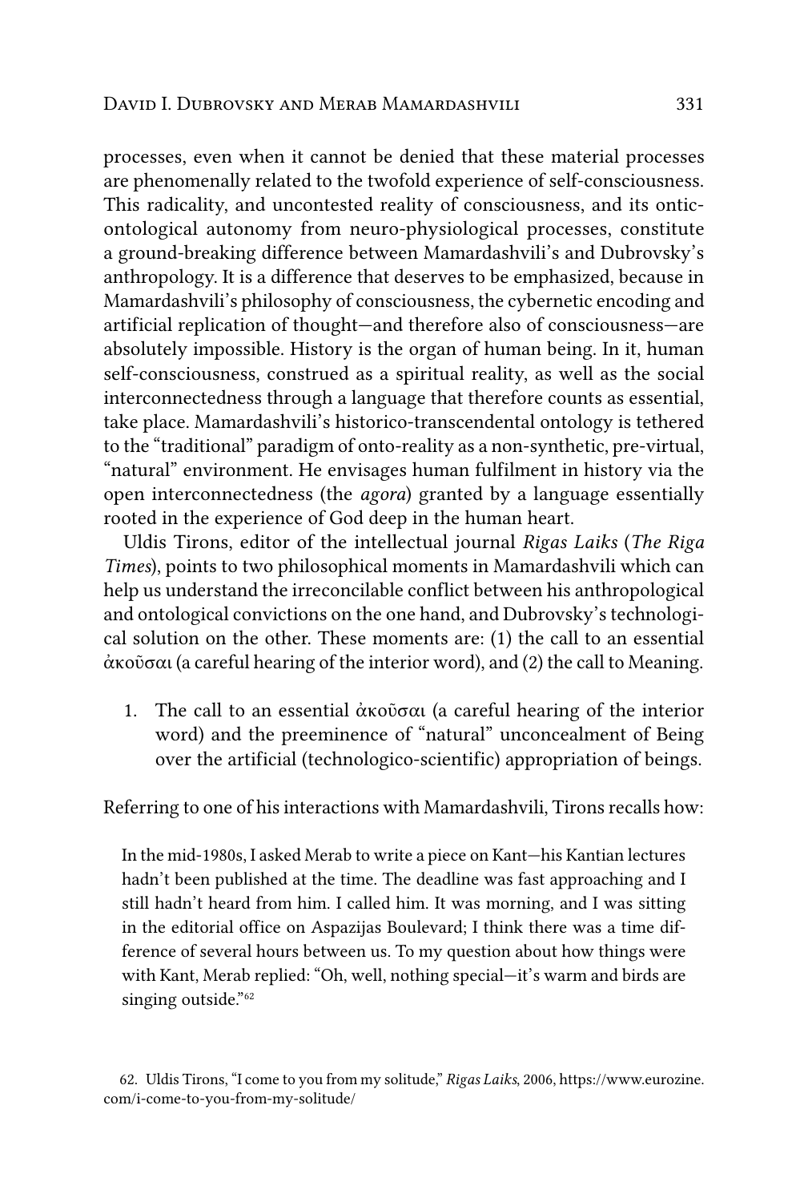processes, even when it cannot be denied that these material processes are phenomenally related to the twofold experience of self-consciousness. This radicality, and uncontested reality of consciousness, and its ontic-ontological autonomy from neuro-physiological processes, constitute a ground-breaking difference between Mamardashvili's and Dubrovsky's anthropology. It is a difference that deserves to be emphasized, because in Mamardashvili's philosophy of consciousness, the cybernetic encoding and artificial replication of thought—and therefore also of consciousness—are absolutely impossible. History is the organ of human being. In it, human self-consciousness, construed as a spiritual reality, as well as the social interconnectedness through a language that therefore counts as essential, take place. Mamardashvili's historico-transcendental ontology is tethered to the "traditional" paradigm of onto-reality as a non-synthetic, pre-virtual, "natural" environment. He envisages human fulfilment in history via the open interconnectedness (the *agora*) granted by a language essentially rooted in the experience of God deep in the human heart.

Uldis Tirons, editor of the intellectual journal *Rigas Laiks* (*The Riga Times*), points to two philosophical moments in Mamardashvili which can help us understand the irreconcilable conflict between his anthropological and ontological convictions on the one hand, and Dubrovsky's technological solution on the other. These moments are: (1) the call to an essential ἀκοῦσαι (a careful hearing of the interior word), and (2) the call to Meaning.

1. The call to an essential ἀκοῦσαι (a careful hearing of the interior word) and the preeminence of "natural" unconcealment of Being over the artificial (technologico-scientific) appropriation of beings.

Referring to one of his interactions with Mamardashvili, Tirons recalls how:

> In the mid-1980s, I asked Merab to write a piece on Kant—his Kantian lectures hadn't been published at the time. The deadline was fast approaching and I still hadn't heard from him. I called him. It was morning, and I was sitting in the editorial office on Aspazijas Boulevard; I think there was a time difference of several hours between us. To my question about how things were with Kant, Merab replied: "Oh, well, nothing special—it's warm and birds are singing outside."[62]

62. Uldis Tirons, "I come to you from my solitude," *Rigas Laiks*, 2006, https://www.eurozine.com/i-come-to-you-from-my-solitude/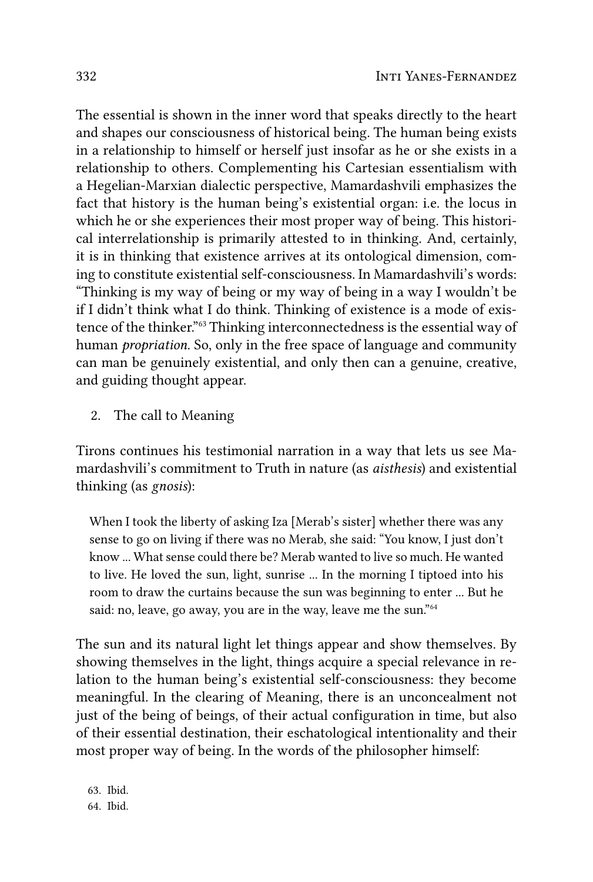The essential is shown in the inner word that speaks directly to the heart and shapes our consciousness of historical being. The human being exists in a relationship to himself or herself just insofar as he or she exists in a relationship to others. Complementing his Cartesian essentialism with a Hegelian-Marxian dialectic perspective, Mamardashvili emphasizes the fact that history is the human being's existential organ: i.e. the locus in which he or she experiences their most proper way of being. This historical interrelationship is primarily attested to in thinking. And, certainly, it is in thinking that existence arrives at its ontological dimension, coming to constitute existential self-consciousness. In Mamardashvili's words: "Thinking is my way of being or my way of being in a way I wouldn't be if I didn't think what I do think. Thinking of existence is a mode of existence of the thinker."[63] Thinking interconnectedness is the essential way of human *propriation*. So, only in the free space of language and community can man be genuinely existential, and only then can a genuine, creative, and guiding thought appear.

2. The call to Meaning

Tirons continues his testimonial narration in a way that lets us see Mamardashvili's commitment to Truth in nature (as *aisthesis*) and existential thinking (as *gnosis*):

> When I took the liberty of asking Iza [Merab's sister] whether there was any sense to go on living if there was no Merab, she said: "You know, I just don't know ... What sense could there be? Merab wanted to live so much. He wanted to live. He loved the sun, light, sunrise ... In the morning I tiptoed into his room to draw the curtains because the sun was beginning to enter ... But he said: no, leave, go away, you are in the way, leave me the sun."[64]

The sun and its natural light let things appear and show themselves. By showing themselves in the light, things acquire a special relevance in relation to the human being's existential self-consciousness: they become meaningful. In the clearing of Meaning, there is an unconcealment not just of the being of beings, of their actual configuration in time, but also of their essential destination, their eschatological intentionality and their most proper way of being. In the words of the philosopher himself:

63. Ibid.
64. Ibid.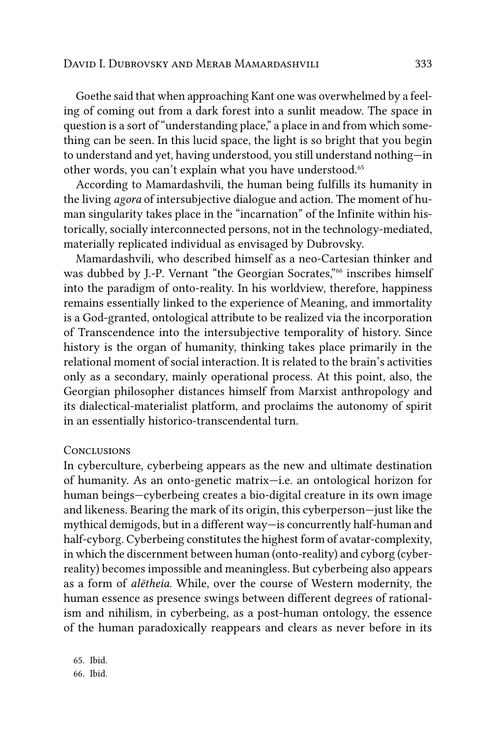Goethe said that when approaching Kant one was overwhelmed by a feeling of coming out from a dark forest into a sunlit meadow. The space in question is a sort of "understanding place," a place in and from which something can be seen. In this lucid space, the light is so bright that you begin to understand and yet, having understood, you still understand nothing—in other words, you can't explain what you have understood.[65]

According to Mamardashvili, the human being fulfills its humanity in the living *agora* of intersubjective dialogue and action. The moment of human singularity takes place in the "incarnation" of the Infinite within historically, socially interconnected persons, not in the technology-mediated, materially replicated individual as envisaged by Dubrovsky.

Mamardashvili, who described himself as a neo-Cartesian thinker and was dubbed by J.-P. Vernant "the Georgian Socrates,"[66] inscribes himself into the paradigm of onto-reality. In his worldview, therefore, happiness remains essentially linked to the experience of Meaning, and immortality is a God-granted, ontological attribute to be realized via the incorporation of Transcendence into the intersubjective temporality of history. Since history is the organ of humanity, thinking takes place primarily in the relational moment of social interaction. It is related to the brain's activities only as a secondary, mainly operational process. At this point, also, the Georgian philosopher distances himself from Marxist anthropology and its dialectical-materialist platform, and proclaims the autonomy of spirit in an essentially historico-transcendental turn.

## Conclusions

In cyberculture, cyberbeing appears as the new and ultimate destination of humanity. As an onto-genetic matrix—i.e. an ontological horizon for human beings—cyberbeing creates a bio-digital creature in its own image and likeness. Bearing the mark of its origin, this cyberperson—just like the mythical demigods, but in a different way—is concurrently half-human and half-cyborg. Cyberbeing constitutes the highest form of avatar-complexity, in which the discernment between human (onto-reality) and cyborg (cyber-reality) becomes impossible and meaningless. But cyberbeing also appears as a form of *alētheia*. While, over the course of Western modernity, the human essence as presence swings between different degrees of rationalism and nihilism, in cyberbeing, as a post-human ontology, the essence of the human paradoxically reappears and clears as never before in its

65. Ibid.

66. Ibid.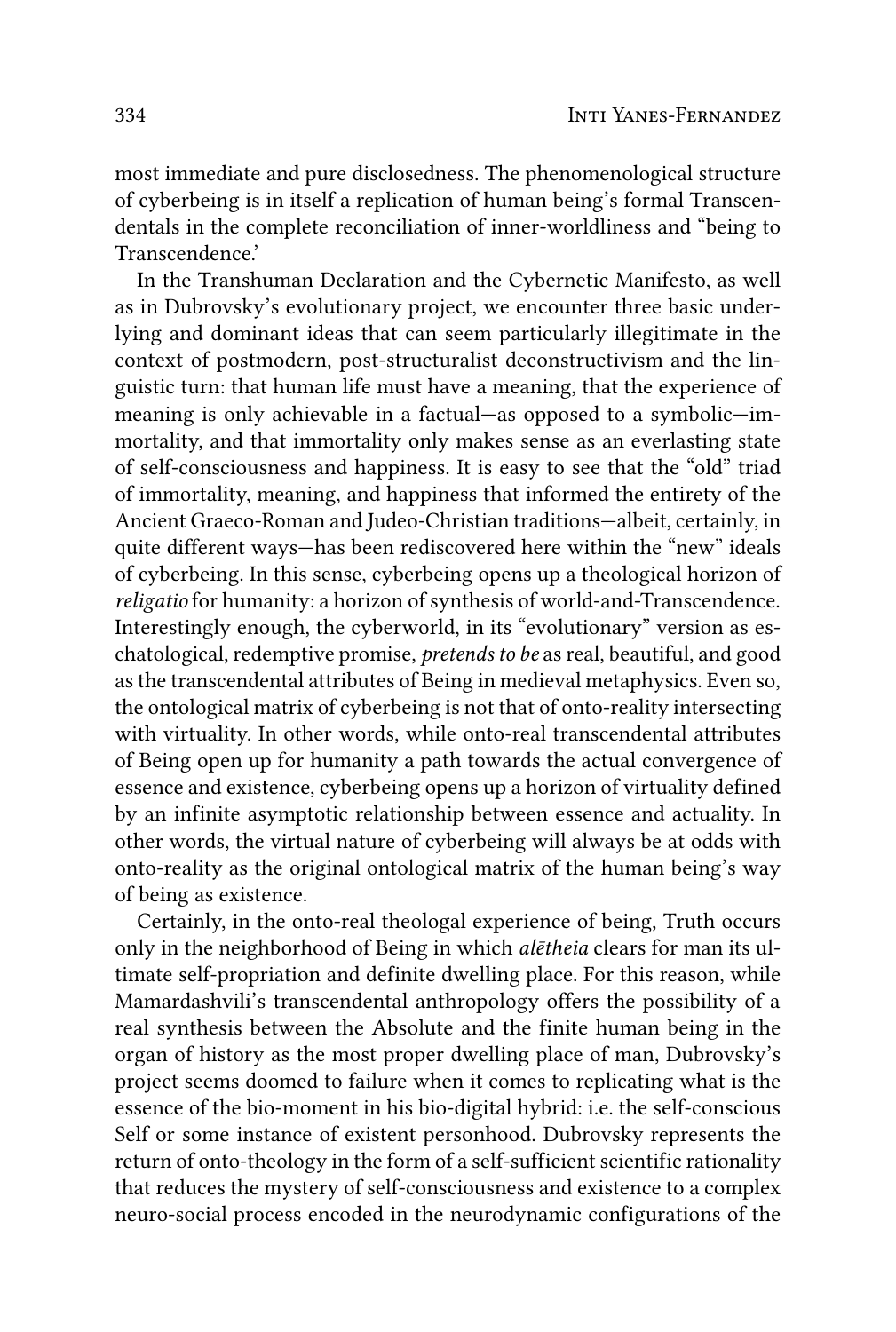most immediate and pure disclosedness. The phenomenological structure of cyberbeing is in itself a replication of human being's formal Transcendentals in the complete reconciliation of inner-worldliness and "being to Transcendence.'

In the Transhuman Declaration and the Cybernetic Manifesto, as well as in Dubrovsky's evolutionary project, we encounter three basic underlying and dominant ideas that can seem particularly illegitimate in the context of postmodern, post-structuralist deconstructivism and the linguistic turn: that human life must have a meaning, that the experience of meaning is only achievable in a factual—as opposed to a symbolic—immortality, and that immortality only makes sense as an everlasting state of self-consciousness and happiness. It is easy to see that the "old" triad of immortality, meaning, and happiness that informed the entirety of the Ancient Graeco-Roman and Judeo-Christian traditions—albeit, certainly, in quite different ways—has been rediscovered here within the "new" ideals of cyberbeing. In this sense, cyberbeing opens up a theological horizon of *religatio* for humanity: a horizon of synthesis of world-and-Transcendence. Interestingly enough, the cyberworld, in its "evolutionary" version as eschatological, redemptive promise, *pretends to be* as real, beautiful, and good as the transcendental attributes of Being in medieval metaphysics. Even so, the ontological matrix of cyberbeing is not that of onto-reality intersecting with virtuality. In other words, while onto-real transcendental attributes of Being open up for humanity a path towards the actual convergence of essence and existence, cyberbeing opens up a horizon of virtuality defined by an infinite asymptotic relationship between essence and actuality. In other words, the virtual nature of cyberbeing will always be at odds with onto-reality as the original ontological matrix of the human being's way of being as existence.

Certainly, in the onto-real theologal experience of being, Truth occurs only in the neighborhood of Being in which *alētheia* clears for man its ultimate self-propriation and definite dwelling place. For this reason, while Mamardashvili's transcendental anthropology offers the possibility of a real synthesis between the Absolute and the finite human being in the organ of history as the most proper dwelling place of man, Dubrovsky's project seems doomed to failure when it comes to replicating what is the essence of the bio-moment in his bio-digital hybrid: i.e. the self-conscious Self or some instance of existent personhood. Dubrovsky represents the return of onto-theology in the form of a self-sufficient scientific rationality that reduces the mystery of self-consciousness and existence to a complex neuro-social process encoded in the neurodynamic configurations of the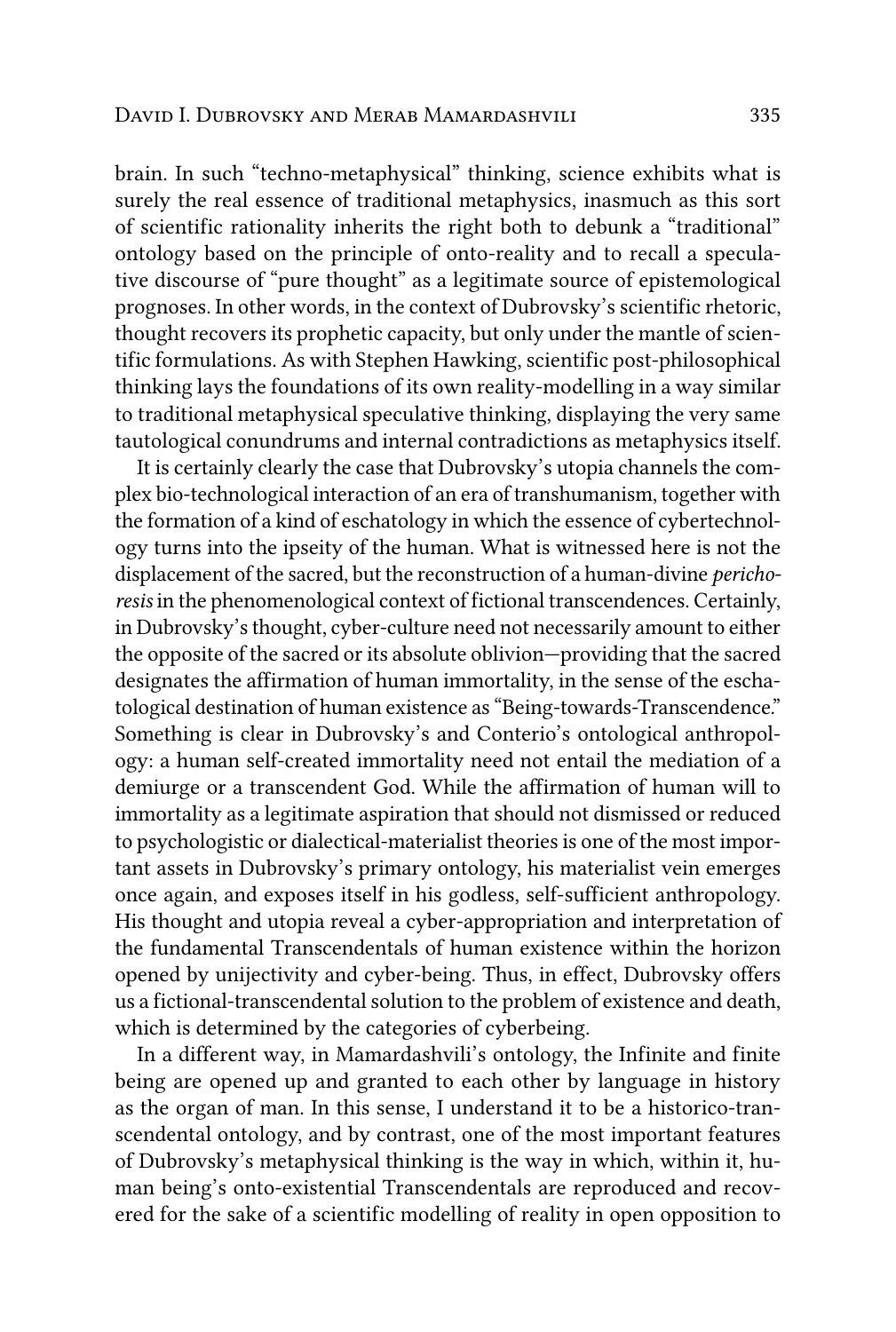brain. In such "techno-metaphysical" thinking, science exhibits what is surely the real essence of traditional metaphysics, inasmuch as this sort of scientific rationality inherits the right both to debunk a "traditional" ontology based on the principle of onto-reality and to recall a speculative discourse of "pure thought" as a legitimate source of epistemological prognoses. In other words, in the context of Dubrovsky's scientific rhetoric, thought recovers its prophetic capacity, but only under the mantle of scientific formulations. As with Stephen Hawking, scientific post-philosophical thinking lays the foundations of its own reality-modelling in a way similar to traditional metaphysical speculative thinking, displaying the very same tautological conundrums and internal contradictions as metaphysics itself.

It is certainly clearly the case that Dubrovsky's utopia channels the complex bio-technological interaction of an era of transhumanism, together with the formation of a kind of eschatology in which the essence of cybertechnology turns into the ipseity of the human. What is witnessed here is not the displacement of the sacred, but the reconstruction of a human-divine *perichoresis* in the phenomenological context of fictional transcendences. Certainly, in Dubrovsky's thought, cyber-culture need not necessarily amount to either the opposite of the sacred or its absolute oblivion—providing that the sacred designates the affirmation of human immortality, in the sense of the eschatological destination of human existence as "Being-towards-Transcendence." Something is clear in Dubrovsky's and Conterio's ontological anthropology: a human self-created immortality need not entail the mediation of a demiurge or a transcendent God. While the affirmation of human will to immortality as a legitimate aspiration that should not dismissed or reduced to psychologistic or dialectical-materialist theories is one of the most important assets in Dubrovsky's primary ontology, his materialist vein emerges once again, and exposes itself in his godless, self-sufficient anthropology. His thought and utopia reveal a cyber-appropriation and interpretation of the fundamental Transcendentals of human existence within the horizon opened by unijectivity and cyber-being. Thus, in effect, Dubrovsky offers us a fictional-transcendental solution to the problem of existence and death, which is determined by the categories of cyberbeing.

In a different way, in Mamardashvili's ontology, the Infinite and finite being are opened up and granted to each other by language in history as the organ of man. In this sense, I understand it to be a historico-transcendental ontology, and by contrast, one of the most important features of Dubrovsky's metaphysical thinking is the way in which, within it, human being's onto-existential Transcendentals are reproduced and recovered for the sake of a scientific modelling of reality in open opposition to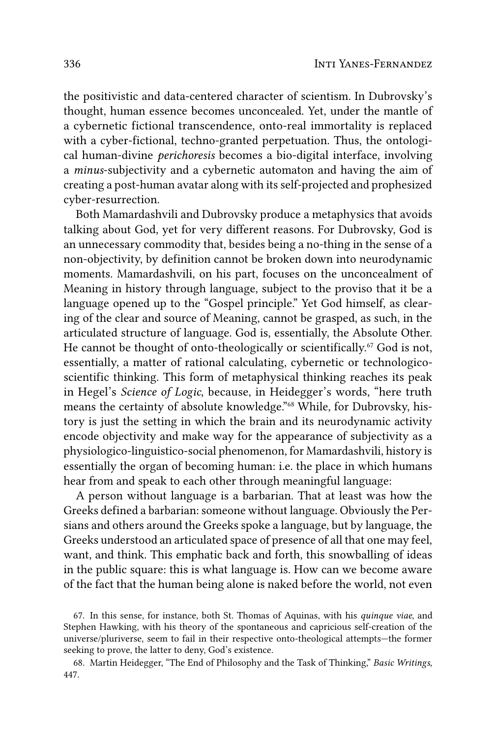the positivistic and data-centered character of scientism. In Dubrovsky's thought, human essence becomes unconcealed. Yet, under the mantle of a cybernetic fictional transcendence, onto-real immortality is replaced with a cyber-fictional, techno-granted perpetuation. Thus, the ontological human-divine *perichoresis* becomes a bio-digital interface, involving a *minus*-subjectivity and a cybernetic automaton and having the aim of creating a post-human avatar along with its self-projected and prophesized cyber-resurrection.

Both Mamardashvili and Dubrovsky produce a metaphysics that avoids talking about God, yet for very different reasons. For Dubrovsky, God is an unnecessary commodity that, besides being a no-thing in the sense of a non-objectivity, by definition cannot be broken down into neurodynamic moments. Mamardashvili, on his part, focuses on the unconcealment of Meaning in history through language, subject to the proviso that it be a language opened up to the "Gospel principle." Yet God himself, as clearing of the clear and source of Meaning, cannot be grasped, as such, in the articulated structure of language. God is, essentially, the Absolute Other. He cannot be thought of onto-theologically or scientifically.[67] God is not, essentially, a matter of rational calculating, cybernetic or technologico-scientific thinking. This form of metaphysical thinking reaches its peak in Hegel's *Science of Logic*, because, in Heidegger's words, "here truth means the certainty of absolute knowledge."[68] While, for Dubrovsky, history is just the setting in which the brain and its neurodynamic activity encode objectivity and make way for the appearance of subjectivity as a physiologico-linguistico-social phenomenon, for Mamardashvili, history is essentially the organ of becoming human: i.e. the place in which humans hear from and speak to each other through meaningful language:

A person without language is a barbarian. That at least was how the Greeks defined a barbarian: someone without language. Obviously the Persians and others around the Greeks spoke a language, but by language, the Greeks understood an articulated space of presence of all that one may feel, want, and think. This emphatic back and forth, this snowballing of ideas in the public square: this is what language is. How can we become aware of the fact that the human being alone is naked before the world, not even

67. In this sense, for instance, both St. Thomas of Aquinas, with his *quinque viae*, and Stephen Hawking, with his theory of the spontaneous and capricious self-creation of the universe/pluriverse, seem to fail in their respective onto-theological attempts—the former seeking to prove, the latter to deny, God's existence.

68. Martin Heidegger, "The End of Philosophy and the Task of Thinking," *Basic Writings*, 447.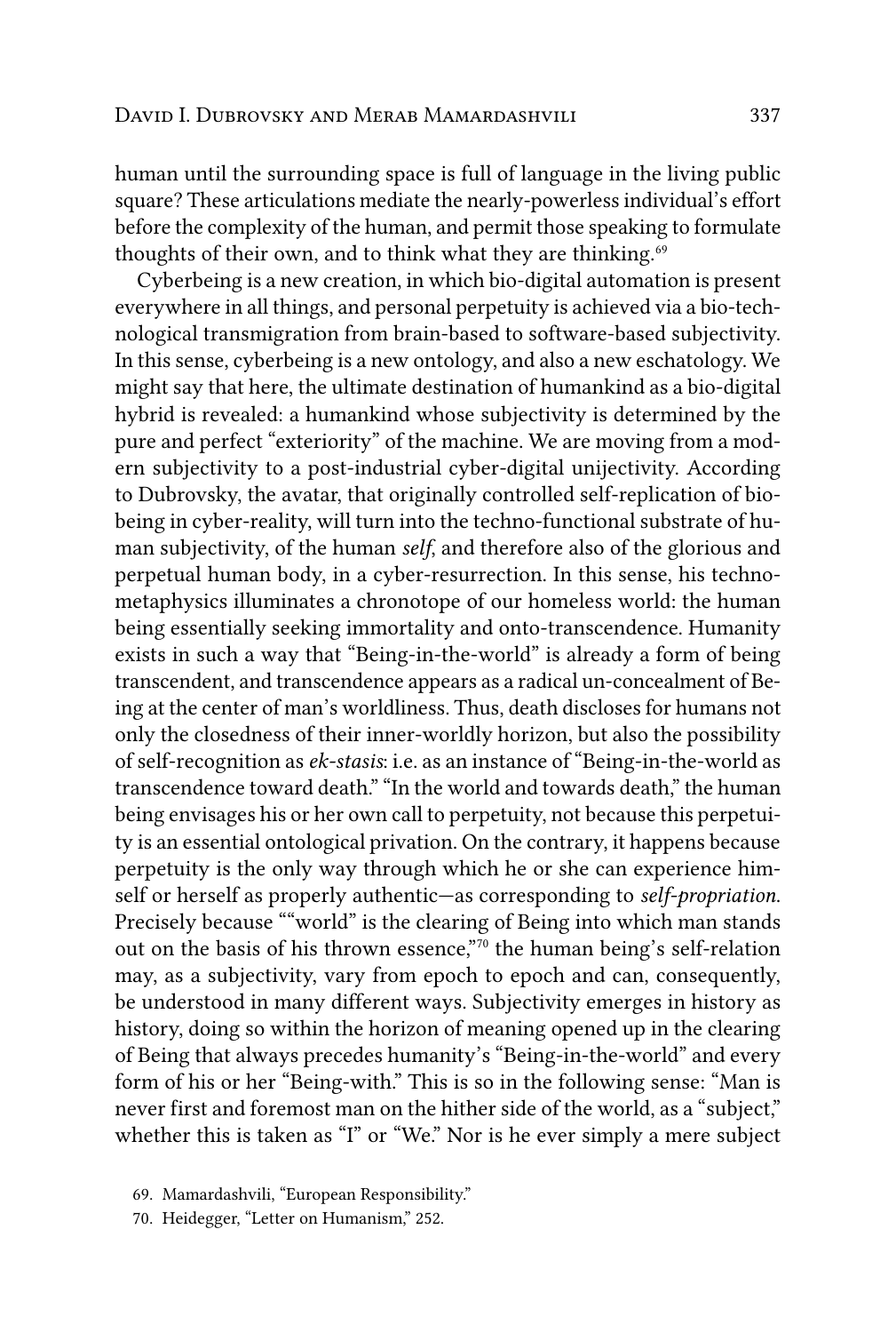human until the surrounding space is full of language in the living public square? These articulations mediate the nearly-powerless individual's effort before the complexity of the human, and permit those speaking to formulate thoughts of their own, and to think what they are thinking.[69]

Cyberbeing is a new creation, in which bio-digital automation is present everywhere in all things, and personal perpetuity is achieved via a bio-technological transmigration from brain-based to software-based subjectivity. In this sense, cyberbeing is a new ontology, and also a new eschatology. We might say that here, the ultimate destination of humankind as a bio-digital hybrid is revealed: a humankind whose subjectivity is determined by the pure and perfect "exteriority" of the machine. We are moving from a modern subjectivity to a post-industrial cyber-digital unijectivity. According to Dubrovsky, the avatar, that originally controlled self-replication of bio-being in cyber-reality, will turn into the techno-functional substrate of human subjectivity, of the human *self*, and therefore also of the glorious and perpetual human body, in a cyber-resurrection. In this sense, his techno-metaphysics illuminates a chronotope of our homeless world: the human being essentially seeking immortality and onto-transcendence. Humanity exists in such a way that "Being-in-the-world" is already a form of being transcendent, and transcendence appears as a radical un-concealment of Being at the center of man's worldliness. Thus, death discloses for humans not only the closedness of their inner-worldly horizon, but also the possibility of self-recognition as *ek-stasis*: i.e. as an instance of "Being-in-the-world as transcendence toward death." "In the world and towards death," the human being envisages his or her own call to perpetuity, not because this perpetuity is an essential ontological privation. On the contrary, it happens because perpetuity is the only way through which he or she can experience himself or herself as properly authentic—as corresponding to *self-propriation*. Precisely because ""world" is the clearing of Being into which man stands out on the basis of his thrown essence,"[70] the human being's self-relation may, as a subjectivity, vary from epoch to epoch and can, consequently, be understood in many different ways. Subjectivity emerges in history as history, doing so within the horizon of meaning opened up in the clearing of Being that always precedes humanity's "Being-in-the-world" and every form of his or her "Being-with." This is so in the following sense: "Man is never first and foremost man on the hither side of the world, as a "subject," whether this is taken as "I" or "We." Nor is he ever simply a mere subject

69. Mamardashvili, "European Responsibility."

70. Heidegger, "Letter on Humanism," 252.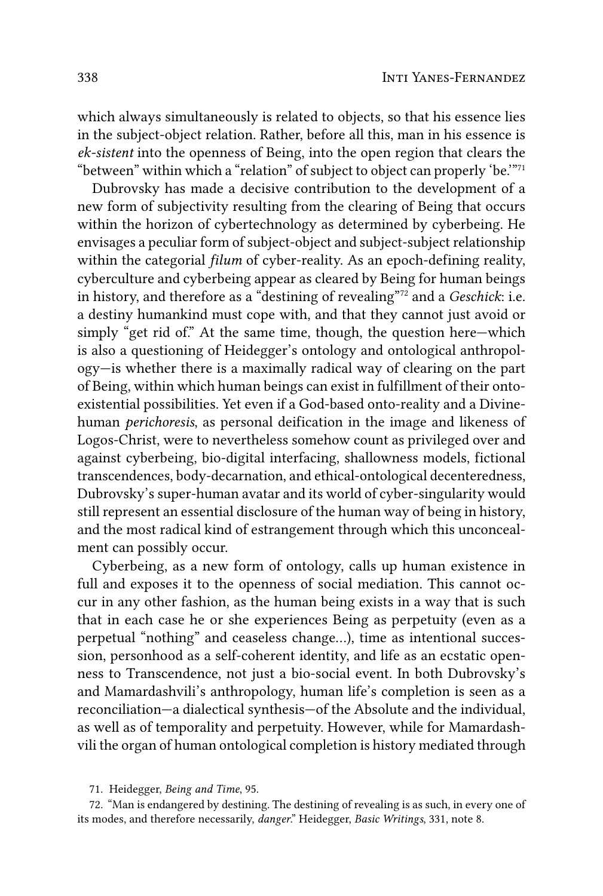which always simultaneously is related to objects, so that his essence lies in the subject-object relation. Rather, before all this, man in his essence is *ek-sistent* into the openness of Being, into the open region that clears the "between" within which a "relation" of subject to object can properly 'be.'"[71]

Dubrovsky has made a decisive contribution to the development of a new form of subjectivity resulting from the clearing of Being that occurs within the horizon of cybertechnology as determined by cyberbeing. He envisages a peculiar form of subject-object and subject-subject relationship within the categorial *filum* of cyber-reality. As an epoch-defining reality, cyberculture and cyberbeing appear as cleared by Being for human beings in history, and therefore as a "destining of revealing"[72] and a *Geschick*: i.e. a destiny humankind must cope with, and that they cannot just avoid or simply "get rid of." At the same time, though, the question here—which is also a questioning of Heidegger's ontology and ontological anthropology—is whether there is a maximally radical way of clearing on the part of Being, within which human beings can exist in fulfillment of their onto-existential possibilities. Yet even if a God-based onto-reality and a Divine-human *perichoresis*, as personal deification in the image and likeness of Logos-Christ, were to nevertheless somehow count as privileged over and against cyberbeing, bio-digital interfacing, shallowness models, fictional transcendences, body-decarnation, and ethical-ontological decenteredness, Dubrovsky's super-human avatar and its world of cyber-singularity would still represent an essential disclosure of the human way of being in history, and the most radical kind of estrangement through which this unconcealment can possibly occur.

Cyberbeing, as a new form of ontology, calls up human existence in full and exposes it to the openness of social mediation. This cannot occur in any other fashion, as the human being exists in a way that is such that in each case he or she experiences Being as perpetuity (even as a perpetual "nothing" and ceaseless change…), time as intentional succession, personhood as a self-coherent identity, and life as an ecstatic openness to Transcendence, not just a bio-social event. In both Dubrovsky's and Mamardashvili's anthropology, human life's completion is seen as a reconciliation—a dialectical synthesis—of the Absolute and the individual, as well as of temporality and perpetuity. However, while for Mamardashvili the organ of human ontological completion is history mediated through

71. Heidegger, *Being and Time*, 95.

72. "Man is endangered by destining. The destining of revealing is as such, in every one of its modes, and therefore necessarily, *danger*." Heidegger, *Basic Writings*, 331, note 8.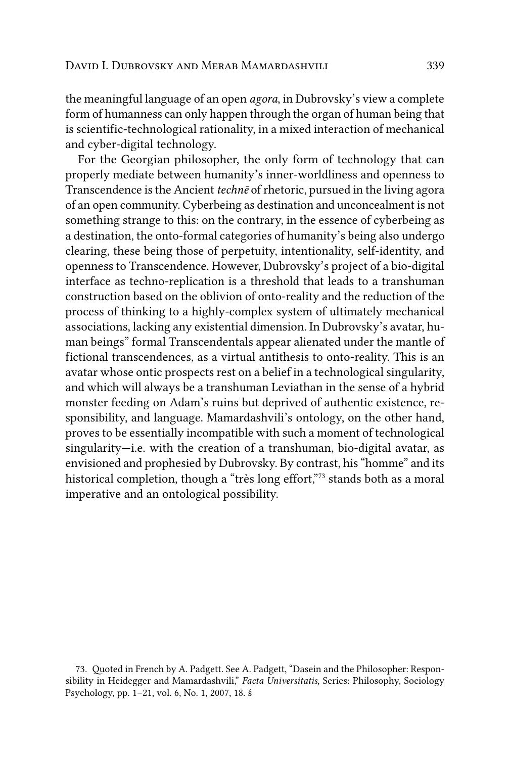the meaningful language of an open *agora*, in Dubrovsky's view a complete form of humanness can only happen through the organ of human being that is scientific-technological rationality, in a mixed interaction of mechanical and cyber-digital technology.

For the Georgian philosopher, the only form of technology that can properly mediate between humanity's inner-worldliness and openness to Transcendence is the Ancient *technē* of rhetoric, pursued in the living agora of an open community. Cyberbeing as destination and unconcealment is not something strange to this: on the contrary, in the essence of cyberbeing as a destination, the onto-formal categories of humanity's being also undergo clearing, these being those of perpetuity, intentionality, self-identity, and openness to Transcendence. However, Dubrovsky's project of a bio-digital interface as techno-replication is a threshold that leads to a transhuman construction based on the oblivion of onto-reality and the reduction of the process of thinking to a highly-complex system of ultimately mechanical associations, lacking any existential dimension. In Dubrovsky's avatar, human beings" formal Transcendentals appear alienated under the mantle of fictional transcendences, as a virtual antithesis to onto-reality. This is an avatar whose ontic prospects rest on a belief in a technological singularity, and which will always be a transhuman Leviathan in the sense of a hybrid monster feeding on Adam's ruins but deprived of authentic existence, responsibility, and language. Mamardashvili's ontology, on the other hand, proves to be essentially incompatible with such a moment of technological singularity—i.e. with the creation of a transhuman, bio-digital avatar, as envisioned and prophesied by Dubrovsky. By contrast, his "homme" and its historical completion, though a "très long effort,"[73] stands both as a moral imperative and an ontological possibility.

73. Quoted in French by A. Padgett. See A. Padgett, "Dasein and the Philosopher: Responsibility in Heidegger and Mamardashvili," *Facta Universitatis*, Series: Philosophy, Sociology Psychology, pp. 1–21, vol. 6, No. 1, 2007, 18. ś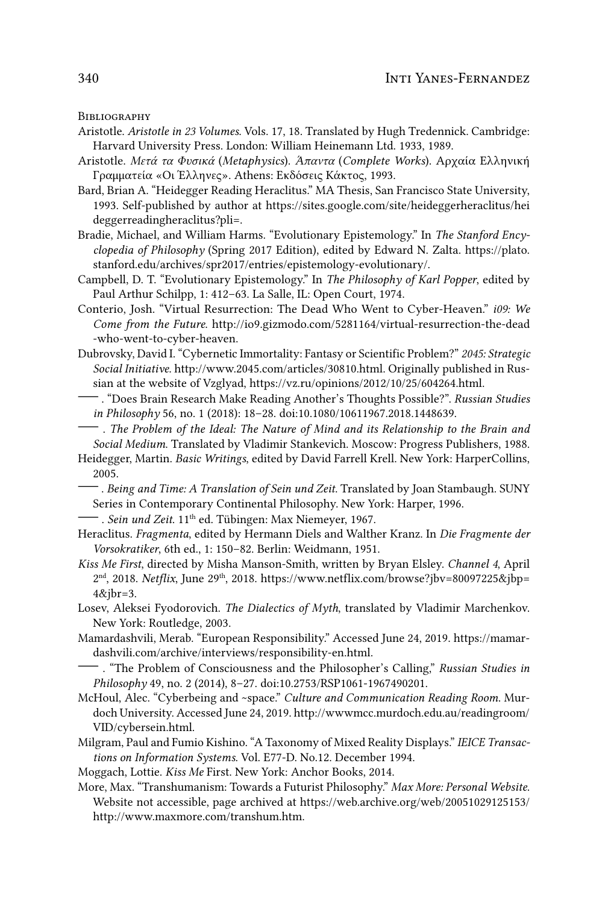## Bibliography

Aristotle. *Aristotle in 23 Volumes*. Vols. 17, 18. Translated by Hugh Tredennick. Cambridge: Harvard University Press. London: William Heinemann Ltd. 1933, 1989.

Aristotle. *Μετά τα Φυσικά* (*Metaphysics*). *Άπαντα* (*Complete Works*). Αρχαία Ελληνική Γραμματεία «Οι Έλληνες». Athens: Εκδόσεις Κάκτος, 1993.

Bard, Brian A. "Heidegger Reading Heraclitus." MA Thesis, San Francisco State University, 1993. Self-published by author at https://sites.google.com/site/heideggerheraclitus/heideggerreadingheraclitus?pli=.

Bradie, Michael, and William Harms. "Evolutionary Epistemology." In *The Stanford Encyclopedia of Philosophy* (Spring 2017 Edition), edited by Edward N. Zalta. https://plato.stanford.edu/archives/spr2017/entries/epistemology-evolutionary/.

Campbell, D. T. "Evolutionary Epistemology." In *The Philosophy of Karl Popper*, edited by Paul Arthur Schilpp, 1: 412–63. La Salle, IL: Open Court, 1974.

Conterio, Josh. "Virtual Resurrection: The Dead Who Went to Cyber-Heaven." *i09: We Come from the Future*. http://io9.gizmodo.com/5281164/virtual-resurrection-the-dead-who-went-to-cyber-heaven.

Dubrovsky, David I. "Cybernetic Immortality: Fantasy or Scientific Problem?" *2045: Strategic Social Initiative*. http://www.2045.com/articles/30810.html. Originally published in Russian at the website of Vzglyad, https://vz.ru/opinions/2012/10/25/604264.html.

——— . "Does Brain Research Make Reading Another's Thoughts Possible?". *Russian Studies in Philosophy* 56, no. 1 (2018): 18–28. doi:10.1080/10611967.2018.1448639.

——— . *The Problem of the Ideal: The Nature of Mind and its Relationship to the Brain and Social Medium*. Translated by Vladimir Stankevich. Moscow: Progress Publishers, 1988.

Heidegger, Martin. *Basic Writings*, edited by David Farrell Krell. New York: HarperCollins, 2005.

——— . *Being and Time: A Translation of Sein und Zeit*. Translated by Joan Stambaugh. SUNY Series in Contemporary Continental Philosophy. New York: Harper, 1996.

——— . *Sein und Zeit*. 11th ed. Tübingen: Max Niemeyer, 1967.

Heraclitus. *Fragmenta*, edited by Hermann Diels and Walther Kranz. In *Die Fragmente der Vorsokratiker*, 6th ed., 1: 150–82. Berlin: Weidmann, 1951.

*Kiss Me First*, directed by Misha Manson-Smith, written by Bryan Elsley. *Channel 4*, April 2nd, 2018. *Netflix*, June 29th, 2018. https://www.netflix.com/browse?jbv=80097225&jbp=4&jbr=3.

Losev, Aleksei Fyodorovich. *The Dialectics of Myth*, translated by Vladimir Marchenkov. New York: Routledge, 2003.

Mamardashvili, Merab. "European Responsibility." Accessed June 24, 2019. https://mamardashvili.com/archive/interviews/responsibility-en.html.

——— . "The Problem of Consciousness and the Philosopher's Calling," *Russian Studies in Philosophy* 49, no. 2 (2014), 8–27. doi:10.2753/RSP1061-1967490201.

McHoul, Alec. "Cyberbeing and ~space." *Culture and Communication Reading Room*. Murdoch University. Accessed June 24, 2019. http://wwwmcc.murdoch.edu.au/readingroom/VID/cybersein.html.

Milgram, Paul and Fumio Kishino. "A Taxonomy of Mixed Reality Displays." *IEICE Transactions on Information Systems*. Vol. E77-D. No.12. December 1994.

Moggach, Lottie. *Kiss Me* First. New York: Anchor Books, 2014.

More, Max. "Transhumanism: Towards a Futurist Philosophy." *Max More: Personal Website*. Website not accessible, page archived at https://web.archive.org/web/20051029125153/http://www.maxmore.com/transhum.htm.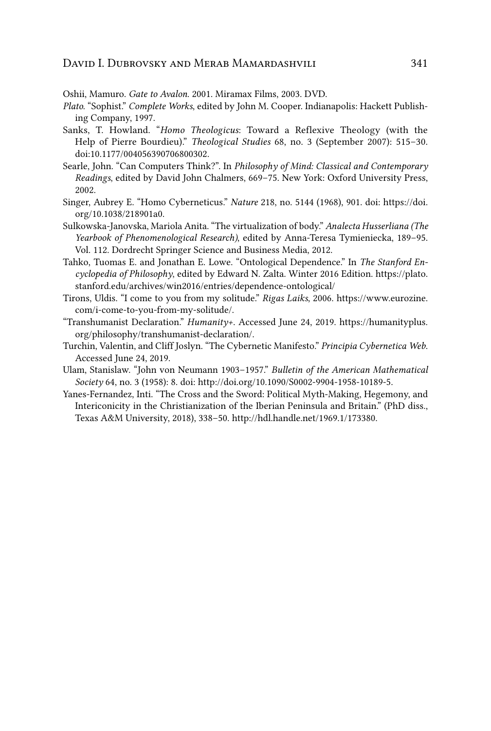Oshii, Mamuro. *Gate to Avalon*. 2001. Miramax Films, 2003. DVD.

*Plato*. "Sophist." *Complete Works*, edited by John M. Cooper. Indianapolis: Hackett Publishing Company, 1997.

Sanks, T. Howland. "*Homo Theologicus*: Toward a Reflexive Theology (with the Help of Pierre Bourdieu)." *Theological Studies* 68, no. 3 (September 2007): 515–30. doi:10.1177/004056390706800302.

Searle, John. "Can Computers Think?". In *Philosophy of Mind: Classical and Contemporary Readings*, edited by David John Chalmers, 669–75. New York: Oxford University Press, 2002.

Singer, Aubrey E. "Homo Cyberneticus." *Nature* 218, no. 5144 (1968), 901. doi: https://doi.org/10.1038/218901a0.

Sulkowska-Janovska, Mariola Anita. "The virtualization of body." *Analecta Husserliana (The Yearbook of Phenomenological Research)*, edited by Anna-Teresa Tymieniecka, 189–95. Vol. 112. Dordrecht Springer Science and Business Media, 2012.

Tahko, Tuomas E. and Jonathan E. Lowe. "Ontological Dependence." In *The Stanford Encyclopedia of Philosophy*, edited by Edward N. Zalta. Winter 2016 Edition. https://plato.stanford.edu/archives/win2016/entries/dependence-ontological/

Tirons, Uldis. "I come to you from my solitude." *Rigas Laiks*, 2006. https://www.eurozine.com/i-come-to-you-from-my-solitude/.

"Transhumanist Declaration." *Humanity+*. Accessed June 24, 2019. https://humanityplus.org/philosophy/transhumanist-declaration/.

Turchin, Valentin, and Cliff Joslyn. "The Cybernetic Manifesto." *Principia Cybernetica Web*. Accessed June 24, 2019.

Ulam, Stanislaw. "John von Neumann 1903–1957." *Bulletin of the American Mathematical Society* 64, no. 3 (1958): 8. doi: http://doi.org/10.1090/S0002-9904-1958-10189-5.

Yanes-Fernandez, Inti. "The Cross and the Sword: Political Myth-Making, Hegemony, and Intericonicity in the Christianization of the Iberian Peninsula and Britain." (PhD diss., Texas A&M University, 2018), 338–50. http://hdl.handle.net/1969.1/173380.